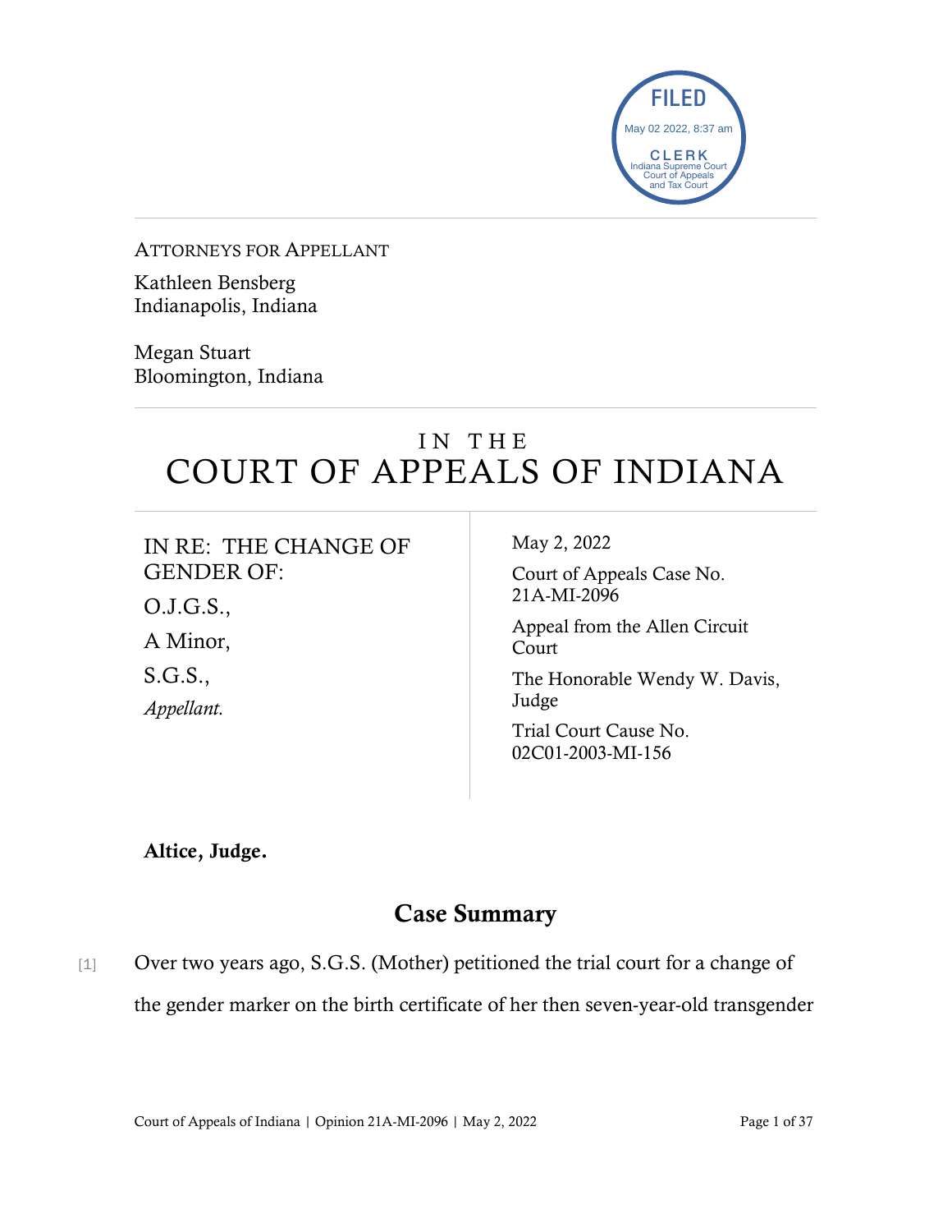FILED
May 02 2022, 8:37 am
CLERK
Indiana Supreme Court
Court of Appeals
and Tax Court

---

ATTORNEYS FOR APPELLANT

Kathleen Bensberg
Indianapolis, Indiana

Megan Stuart
Bloomington, Indiana

---

# IN THE COURT OF APPEALS OF INDIANA

| | |
|---|---|
| IN RE: THE CHANGE OF GENDER OF:<br>O.J.G.S.,<br>A Minor,<br>S.G.S.,<br>*Appellant.* | May 2, 2022<br>Court of Appeals Case No. 21A-MI-2096<br>Appeal from the Allen Circuit Court<br>The Honorable Wendy W. Davis, Judge<br>Trial Court Cause No. 02C01-2003-MI-156 |

**Altice, Judge.**

## Case Summary

[1] Over two years ago, S.G.S. (Mother) petitioned the trial court for a change of the gender marker on the birth certificate of her then seven-year-old transgender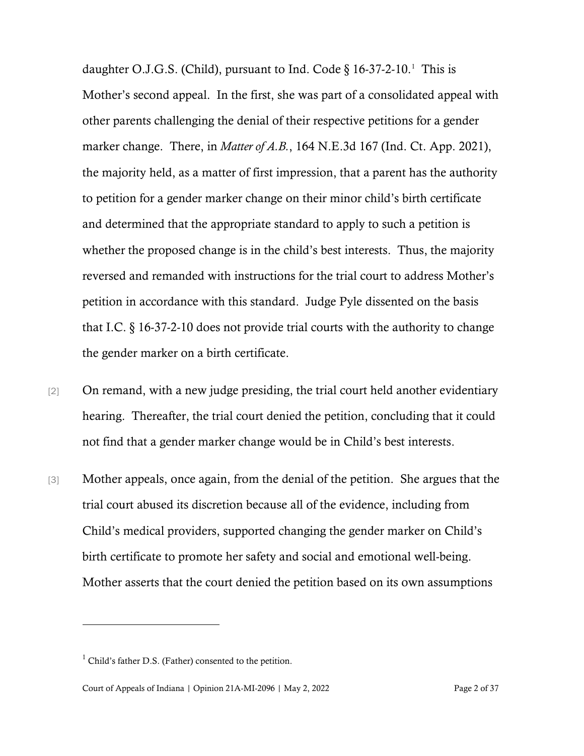daughter O.J.G.S. (Child), pursuant to Ind. Code § 16-37-2-10.[1] This is Mother's second appeal. In the first, she was part of a consolidated appeal with other parents challenging the denial of their respective petitions for a gender marker change. There, in *Matter of A.B.*, 164 N.E.3d 167 (Ind. Ct. App. 2021), the majority held, as a matter of first impression, that a parent has the authority to petition for a gender marker change on their minor child's birth certificate and determined that the appropriate standard to apply to such a petition is whether the proposed change is in the child's best interests. Thus, the majority reversed and remanded with instructions for the trial court to address Mother's petition in accordance with this standard. Judge Pyle dissented on the basis that I.C. § 16-37-2-10 does not provide trial courts with the authority to change the gender marker on a birth certificate.

[2] On remand, with a new judge presiding, the trial court held another evidentiary hearing. Thereafter, the trial court denied the petition, concluding that it could not find that a gender marker change would be in Child's best interests.

[3] Mother appeals, once again, from the denial of the petition. She argues that the trial court abused its discretion because all of the evidence, including from Child's medical providers, supported changing the gender marker on Child's birth certificate to promote her safety and social and emotional well-being. Mother asserts that the court denied the petition based on its own assumptions

[1] Child's father D.S. (Father) consented to the petition.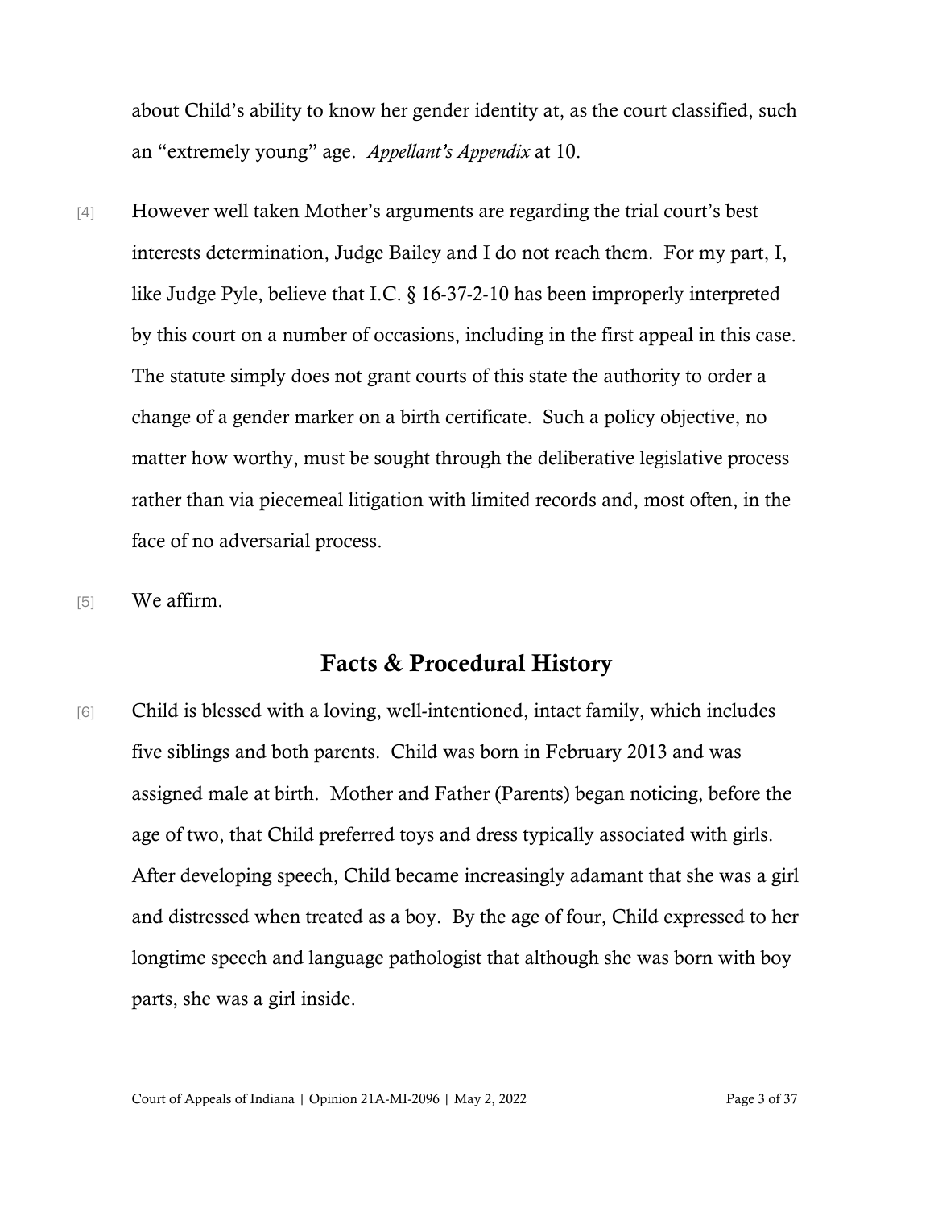about Child's ability to know her gender identity at, as the court classified, such an "extremely young" age. *Appellant's Appendix* at 10.

[4] However well taken Mother's arguments are regarding the trial court's best interests determination, Judge Bailey and I do not reach them. For my part, I, like Judge Pyle, believe that I.C. § 16-37-2-10 has been improperly interpreted by this court on a number of occasions, including in the first appeal in this case. The statute simply does not grant courts of this state the authority to order a change of a gender marker on a birth certificate. Such a policy objective, no matter how worthy, must be sought through the deliberative legislative process rather than via piecemeal litigation with limited records and, most often, in the face of no adversarial process.

[5] We affirm.

## Facts & Procedural History

[6] Child is blessed with a loving, well-intentioned, intact family, which includes five siblings and both parents. Child was born in February 2013 and was assigned male at birth. Mother and Father (Parents) began noticing, before the age of two, that Child preferred toys and dress typically associated with girls. After developing speech, Child became increasingly adamant that she was a girl and distressed when treated as a boy. By the age of four, Child expressed to her longtime speech and language pathologist that although she was born with boy parts, she was a girl inside.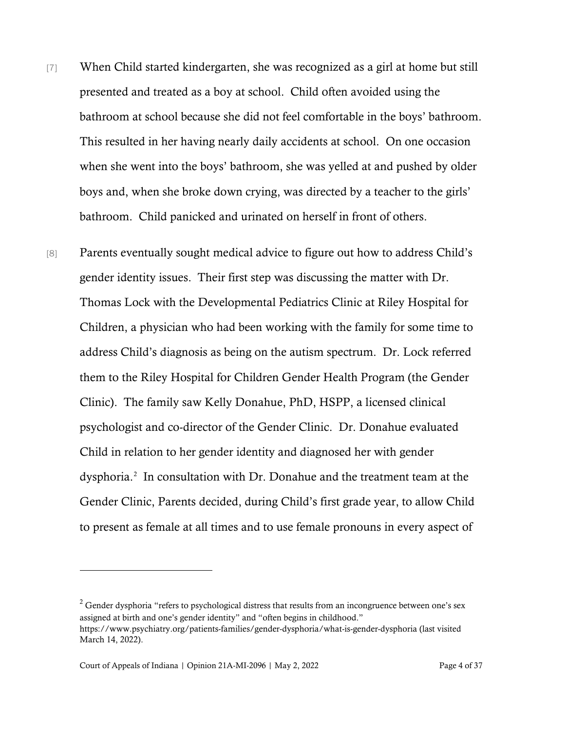[7] When Child started kindergarten, she was recognized as a girl at home but still presented and treated as a boy at school. Child often avoided using the bathroom at school because she did not feel comfortable in the boys' bathroom. This resulted in her having nearly daily accidents at school. On one occasion when she went into the boys' bathroom, she was yelled at and pushed by older boys and, when she broke down crying, was directed by a teacher to the girls' bathroom. Child panicked and urinated on herself in front of others.

[8] Parents eventually sought medical advice to figure out how to address Child's gender identity issues. Their first step was discussing the matter with Dr. Thomas Lock with the Developmental Pediatrics Clinic at Riley Hospital for Children, a physician who had been working with the family for some time to address Child's diagnosis as being on the autism spectrum. Dr. Lock referred them to the Riley Hospital for Children Gender Health Program (the Gender Clinic). The family saw Kelly Donahue, PhD, HSPP, a licensed clinical psychologist and co-director of the Gender Clinic. Dr. Donahue evaluated Child in relation to her gender identity and diagnosed her with gender dysphoria.[2] In consultation with Dr. Donahue and the treatment team at the Gender Clinic, Parents decided, during Child's first grade year, to allow Child to present as female at all times and to use female pronouns in every aspect of

---

[2] Gender dysphoria "refers to psychological distress that results from an incongruence between one's sex assigned at birth and one's gender identity" and "often begins in childhood." https://www.psychiatry.org/patients-families/gender-dysphoria/what-is-gender-dysphoria (last visited March 14, 2022).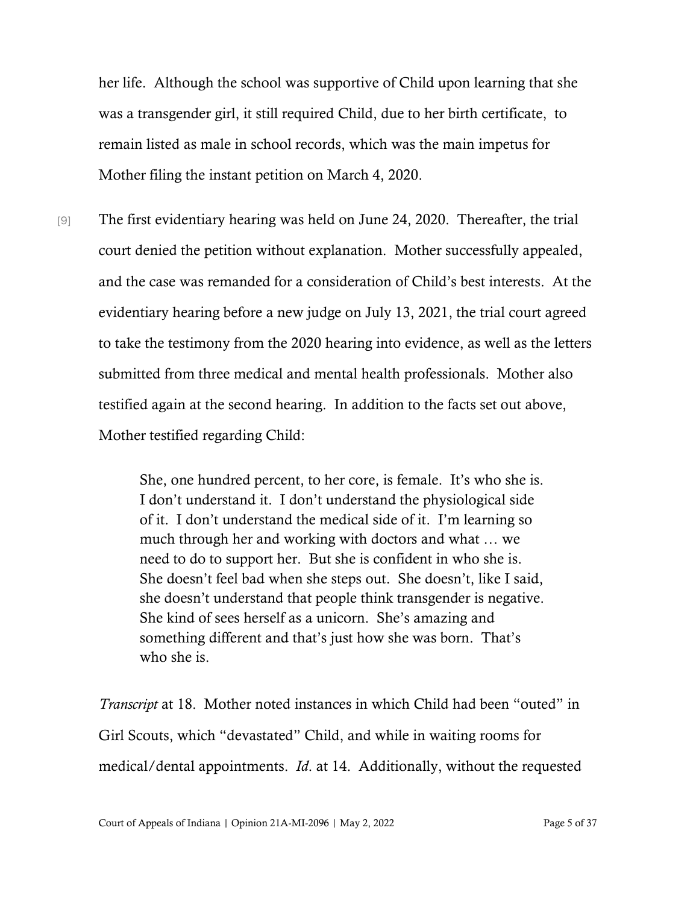her life. Although the school was supportive of Child upon learning that she was a transgender girl, it still required Child, due to her birth certificate, to remain listed as male in school records, which was the main impetus for Mother filing the instant petition on March 4, 2020.

[9] The first evidentiary hearing was held on June 24, 2020. Thereafter, the trial court denied the petition without explanation. Mother successfully appealed, and the case was remanded for a consideration of Child's best interests. At the evidentiary hearing before a new judge on July 13, 2021, the trial court agreed to take the testimony from the 2020 hearing into evidence, as well as the letters submitted from three medical and mental health professionals. Mother also testified again at the second hearing. In addition to the facts set out above, Mother testified regarding Child:

> She, one hundred percent, to her core, is female. It's who she is. I don't understand it. I don't understand the physiological side of it. I don't understand the medical side of it. I'm learning so much through her and working with doctors and what … we need to do to support her. But she is confident in who she is. She doesn't feel bad when she steps out. She doesn't, like I said, she doesn't understand that people think transgender is negative. She kind of sees herself as a unicorn. She's amazing and something different and that's just how she was born. That's who she is.

*Transcript* at 18. Mother noted instances in which Child had been "outed" in Girl Scouts, which "devastated" Child, and while in waiting rooms for medical/dental appointments. *Id*. at 14. Additionally, without the requested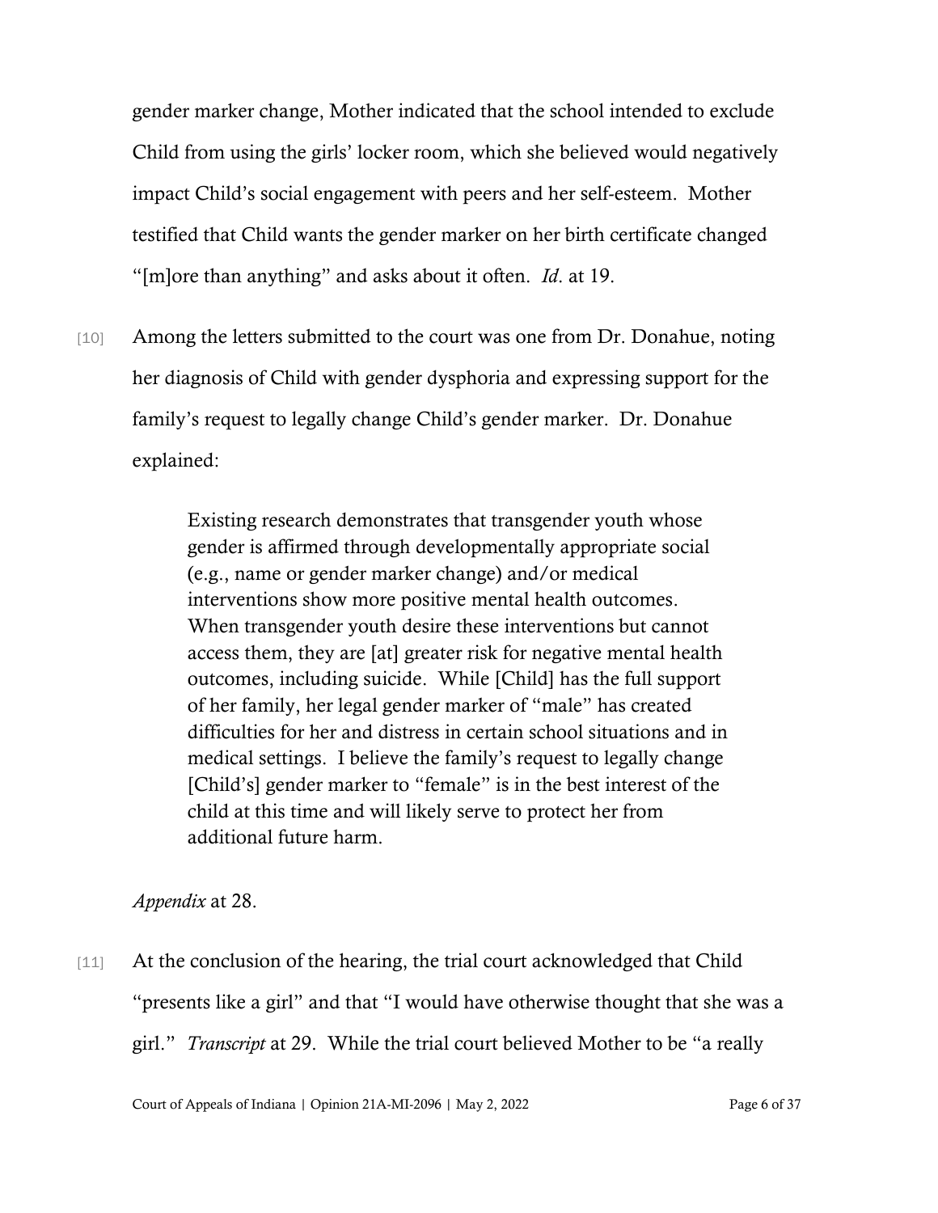gender marker change, Mother indicated that the school intended to exclude Child from using the girls' locker room, which she believed would negatively impact Child's social engagement with peers and her self-esteem. Mother testified that Child wants the gender marker on her birth certificate changed "[m]ore than anything" and asks about it often. *Id*. at 19.

[10] Among the letters submitted to the court was one from Dr. Donahue, noting her diagnosis of Child with gender dysphoria and expressing support for the family's request to legally change Child's gender marker. Dr. Donahue explained:

> Existing research demonstrates that transgender youth whose gender is affirmed through developmentally appropriate social (e.g., name or gender marker change) and/or medical interventions show more positive mental health outcomes. When transgender youth desire these interventions but cannot access them, they are [at] greater risk for negative mental health outcomes, including suicide. While [Child] has the full support of her family, her legal gender marker of "male" has created difficulties for her and distress in certain school situations and in medical settings. I believe the family's request to legally change [Child's] gender marker to "female" is in the best interest of the child at this time and will likely serve to protect her from additional future harm.

*Appendix* at 28.

[11] At the conclusion of the hearing, the trial court acknowledged that Child "presents like a girl" and that "I would have otherwise thought that she was a girl." *Transcript* at 29. While the trial court believed Mother to be "a really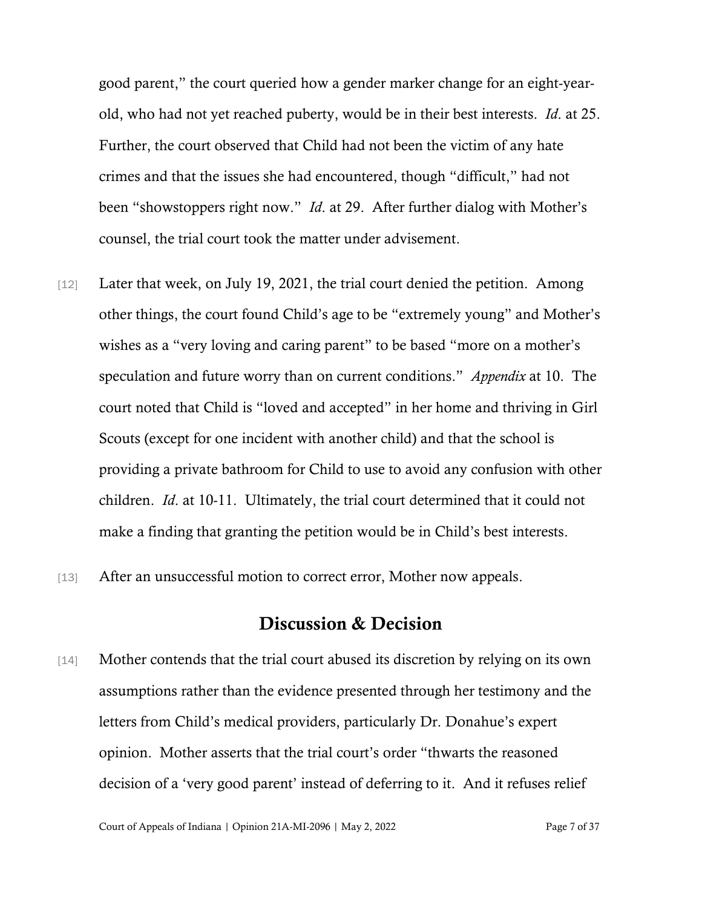good parent," the court queried how a gender marker change for an eight-year-old, who had not yet reached puberty, would be in their best interests. *Id*. at 25. Further, the court observed that Child had not been the victim of any hate crimes and that the issues she had encountered, though "difficult," had not been "showstoppers right now." *Id*. at 29. After further dialog with Mother's counsel, the trial court took the matter under advisement.

[12] Later that week, on July 19, 2021, the trial court denied the petition. Among other things, the court found Child's age to be "extremely young" and Mother's wishes as a "very loving and caring parent" to be based "more on a mother's speculation and future worry than on current conditions." *Appendix* at 10. The court noted that Child is "loved and accepted" in her home and thriving in Girl Scouts (except for one incident with another child) and that the school is providing a private bathroom for Child to use to avoid any confusion with other children. *Id*. at 10-11. Ultimately, the trial court determined that it could not make a finding that granting the petition would be in Child's best interests.

[13] After an unsuccessful motion to correct error, Mother now appeals.

## Discussion & Decision

[14] Mother contends that the trial court abused its discretion by relying on its own assumptions rather than the evidence presented through her testimony and the letters from Child's medical providers, particularly Dr. Donahue's expert opinion. Mother asserts that the trial court's order "thwarts the reasoned decision of a 'very good parent' instead of deferring to it. And it refuses relief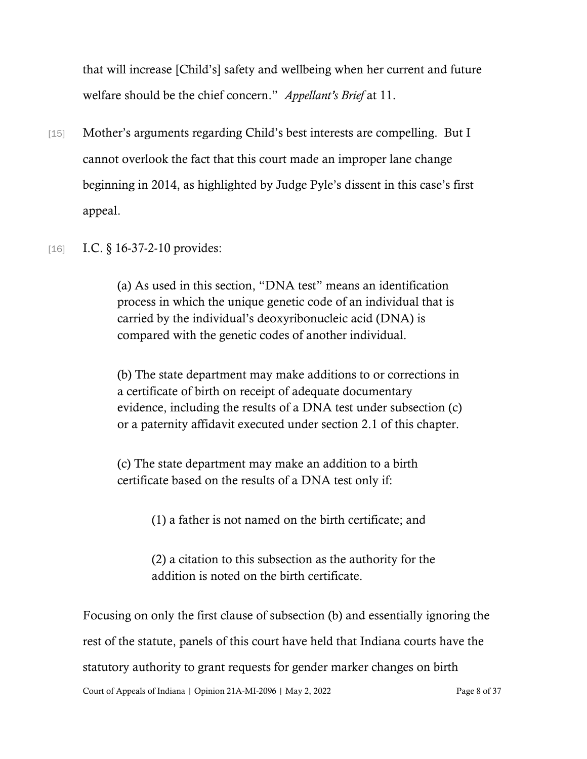that will increase [Child's] safety and wellbeing when her current and future welfare should be the chief concern." *Appellant's Brief* at 11.

[15] Mother's arguments regarding Child's best interests are compelling. But I cannot overlook the fact that this court made an improper lane change beginning in 2014, as highlighted by Judge Pyle's dissent in this case's first appeal.

[16] I.C. § 16-37-2-10 provides:

> (a) As used in this section, "DNA test" means an identification process in which the unique genetic code of an individual that is carried by the individual's deoxyribonucleic acid (DNA) is compared with the genetic codes of another individual.
>
> (b) The state department may make additions to or corrections in a certificate of birth on receipt of adequate documentary evidence, including the results of a DNA test under subsection (c) or a paternity affidavit executed under section 2.1 of this chapter.
>
> (c) The state department may make an addition to a birth certificate based on the results of a DNA test only if:
>
> > (1) a father is not named on the birth certificate; and
> >
> > (2) a citation to this subsection as the authority for the addition is noted on the birth certificate.

Focusing on only the first clause of subsection (b) and essentially ignoring the rest of the statute, panels of this court have held that Indiana courts have the statutory authority to grant requests for gender marker changes on birth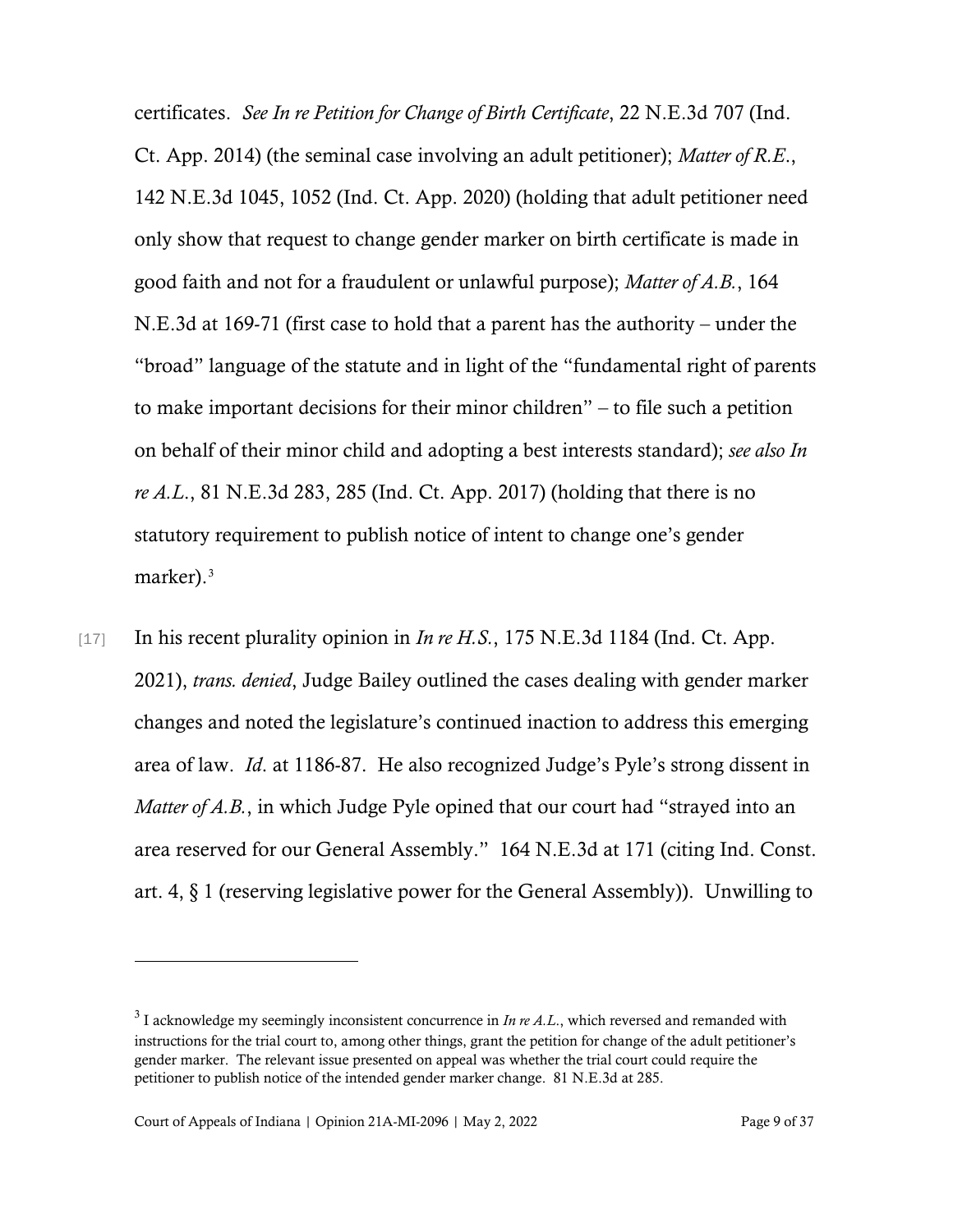certificates. *See In re Petition for Change of Birth Certificate*, 22 N.E.3d 707 (Ind. Ct. App. 2014) (the seminal case involving an adult petitioner); *Matter of R.E.*, 142 N.E.3d 1045, 1052 (Ind. Ct. App. 2020) (holding that adult petitioner need only show that request to change gender marker on birth certificate is made in good faith and not for a fraudulent or unlawful purpose); *Matter of A.B.*, 164 N.E.3d at 169-71 (first case to hold that a parent has the authority – under the "broad" language of the statute and in light of the "fundamental right of parents to make important decisions for their minor children" – to file such a petition on behalf of their minor child and adopting a best interests standard); *see also In re A.L.*, 81 N.E.3d 283, 285 (Ind. Ct. App. 2017) (holding that there is no statutory requirement to publish notice of intent to change one's gender marker).[3]

[17] In his recent plurality opinion in *In re H.S.*, 175 N.E.3d 1184 (Ind. Ct. App. 2021), *trans. denied*, Judge Bailey outlined the cases dealing with gender marker changes and noted the legislature's continued inaction to address this emerging area of law. *Id*. at 1186-87. He also recognized Judge's Pyle's strong dissent in *Matter of A.B.*, in which Judge Pyle opined that our court had "strayed into an area reserved for our General Assembly." 164 N.E.3d at 171 (citing Ind. Const. art. 4, § 1 (reserving legislative power for the General Assembly)). Unwilling to

---

[3] I acknowledge my seemingly inconsistent concurrence in *In re A.L.*, which reversed and remanded with instructions for the trial court to, among other things, grant the petition for change of the adult petitioner's gender marker. The relevant issue presented on appeal was whether the trial court could require the petitioner to publish notice of the intended gender marker change. 81 N.E.3d at 285.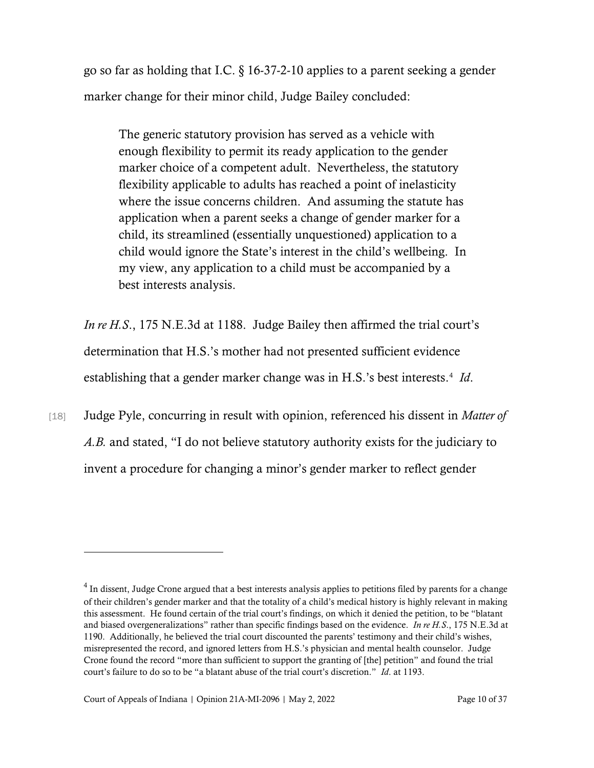go so far as holding that I.C. § 16-37-2-10 applies to a parent seeking a gender marker change for their minor child, Judge Bailey concluded:

> The generic statutory provision has served as a vehicle with enough flexibility to permit its ready application to the gender marker choice of a competent adult. Nevertheless, the statutory flexibility applicable to adults has reached a point of inelasticity where the issue concerns children. And assuming the statute has application when a parent seeks a change of gender marker for a child, its streamlined (essentially unquestioned) application to a child would ignore the State's interest in the child's wellbeing. In my view, any application to a child must be accompanied by a best interests analysis.

*In re H.S.*, 175 N.E.3d at 1188. Judge Bailey then affirmed the trial court's determination that H.S.'s mother had not presented sufficient evidence establishing that a gender marker change was in H.S.'s best interests.[4] *Id.*

[18] Judge Pyle, concurring in result with opinion, referenced his dissent in *Matter of A.B.* and stated, "I do not believe statutory authority exists for the judiciary to invent a procedure for changing a minor's gender marker to reflect gender

---

[4] In dissent, Judge Crone argued that a best interests analysis applies to petitions filed by parents for a change of their children's gender marker and that the totality of a child's medical history is highly relevant in making this assessment. He found certain of the trial court's findings, on which it denied the petition, to be "blatant and biased overgeneralizations" rather than specific findings based on the evidence. *In re H.S.*, 175 N.E.3d at 1190. Additionally, he believed the trial court discounted the parents' testimony and their child's wishes, misrepresented the record, and ignored letters from H.S.'s physician and mental health counselor. Judge Crone found the record "more than sufficient to support the granting of [the] petition" and found the trial court's failure to do so to be "a blatant abuse of the trial court's discretion." *Id.* at 1193.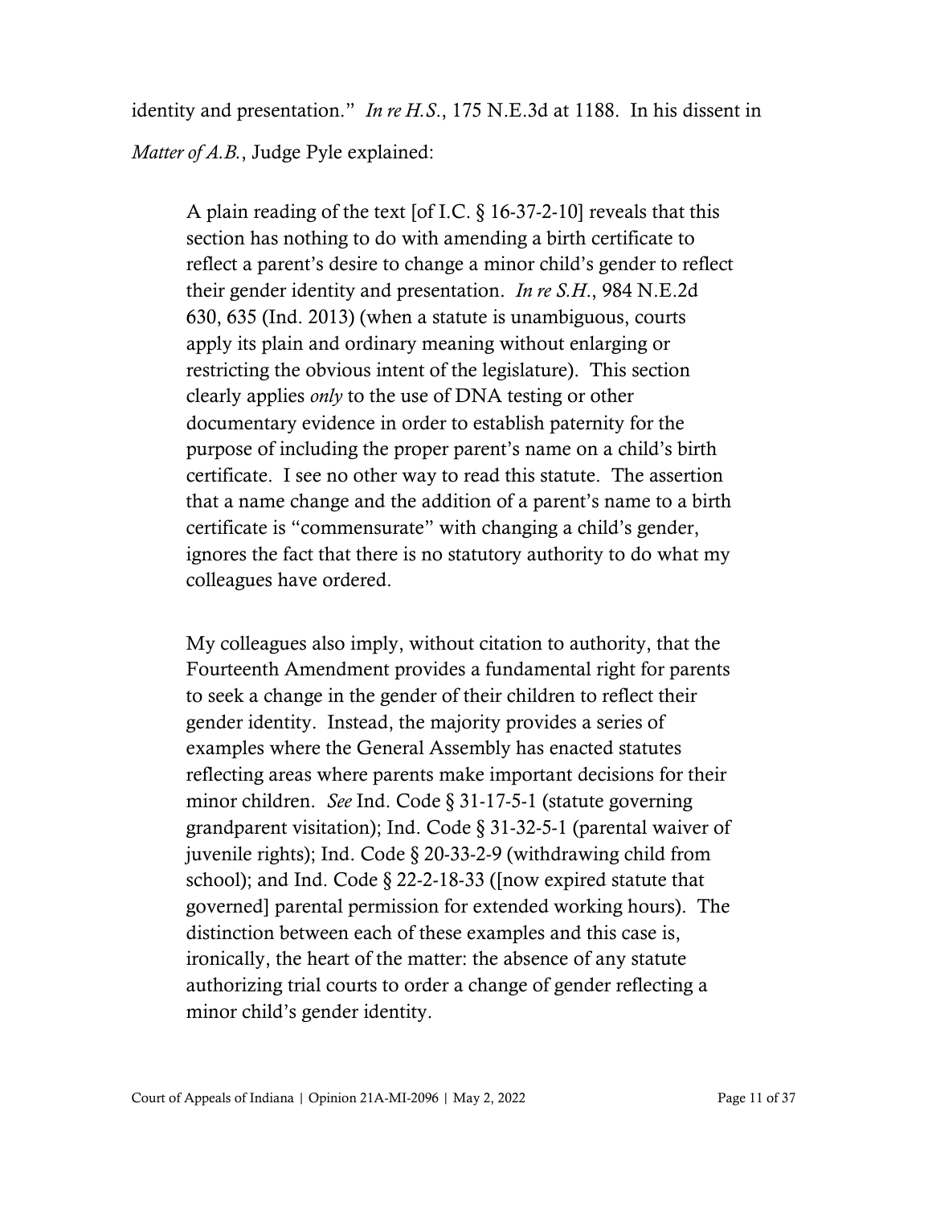identity and presentation." *In re H.S.*, 175 N.E.3d at 1188. In his dissent in *Matter of A.B.*, Judge Pyle explained:

> A plain reading of the text [of I.C. § 16-37-2-10] reveals that this section has nothing to do with amending a birth certificate to reflect a parent's desire to change a minor child's gender to reflect their gender identity and presentation. *In re S.H.*, 984 N.E.2d 630, 635 (Ind. 2013) (when a statute is unambiguous, courts apply its plain and ordinary meaning without enlarging or restricting the obvious intent of the legislature). This section clearly applies *only* to the use of DNA testing or other documentary evidence in order to establish paternity for the purpose of including the proper parent's name on a child's birth certificate. I see no other way to read this statute. The assertion that a name change and the addition of a parent's name to a birth certificate is "commensurate" with changing a child's gender, ignores the fact that there is no statutory authority to do what my colleagues have ordered.
>
> My colleagues also imply, without citation to authority, that the Fourteenth Amendment provides a fundamental right for parents to seek a change in the gender of their children to reflect their gender identity. Instead, the majority provides a series of examples where the General Assembly has enacted statutes reflecting areas where parents make important decisions for their minor children. *See* Ind. Code § 31-17-5-1 (statute governing grandparent visitation); Ind. Code § 31-32-5-1 (parental waiver of juvenile rights); Ind. Code § 20-33-2-9 (withdrawing child from school); and Ind. Code § 22-2-18-33 ([now expired statute that governed] parental permission for extended working hours). The distinction between each of these examples and this case is, ironically, the heart of the matter: the absence of any statute authorizing trial courts to order a change of gender reflecting a minor child's gender identity.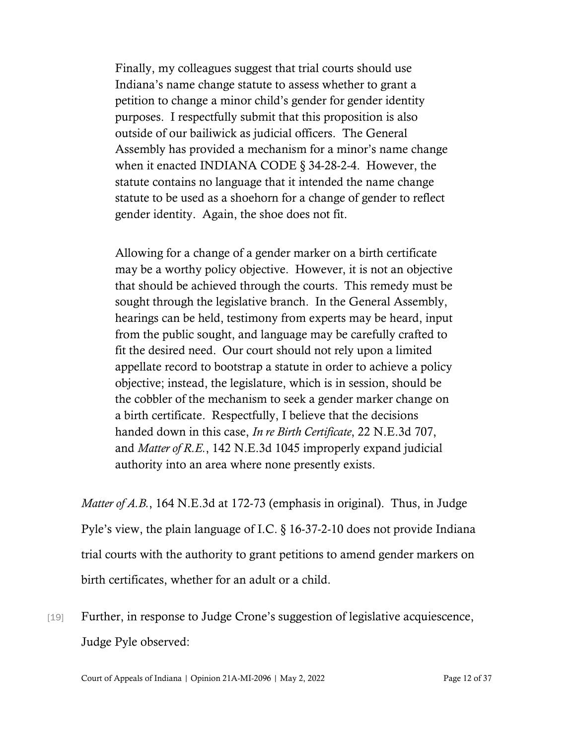> Finally, my colleagues suggest that trial courts should use Indiana's name change statute to assess whether to grant a petition to change a minor child's gender for gender identity purposes. I respectfully submit that this proposition is also outside of our bailiwick as judicial officers. The General Assembly has provided a mechanism for a minor's name change when it enacted INDIANA CODE § 34-28-2-4. However, the statute contains no language that it intended the name change statute to be used as a shoehorn for a change of gender to reflect gender identity. Again, the shoe does not fit.
>
> Allowing for a change of a gender marker on a birth certificate may be a worthy policy objective. However, it is not an objective that should be achieved through the courts. This remedy must be sought through the legislative branch. In the General Assembly, hearings can be held, testimony from experts may be heard, input from the public sought, and language may be carefully crafted to fit the desired need. Our court should not rely upon a limited appellate record to bootstrap a statute in order to achieve a policy objective; instead, the legislature, which is in session, should be the cobbler of the mechanism to seek a gender marker change on a birth certificate. Respectfully, I believe that the decisions handed down in this case, *In re Birth Certificate*, 22 N.E.3d 707, and *Matter of R.E.*, 142 N.E.3d 1045 improperly expand judicial authority into an area where none presently exists.

*Matter of A.B.*, 164 N.E.3d at 172-73 (emphasis in original). Thus, in Judge Pyle's view, the plain language of I.C. § 16-37-2-10 does not provide Indiana trial courts with the authority to grant petitions to amend gender markers on birth certificates, whether for an adult or a child.

[19] Further, in response to Judge Crone's suggestion of legislative acquiescence, Judge Pyle observed: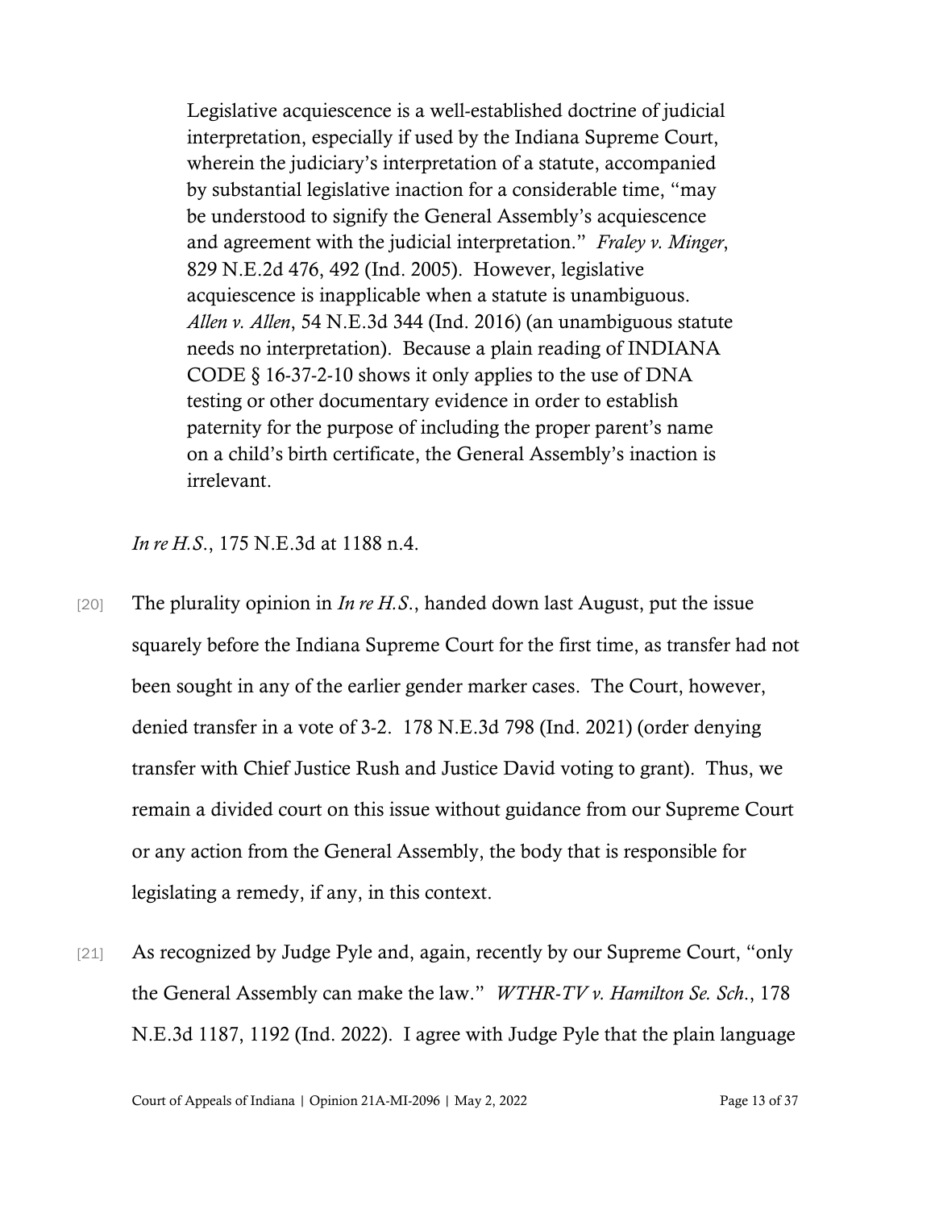> Legislative acquiescence is a well-established doctrine of judicial interpretation, especially if used by the Indiana Supreme Court, wherein the judiciary's interpretation of a statute, accompanied by substantial legislative inaction for a considerable time, "may be understood to signify the General Assembly's acquiescence and agreement with the judicial interpretation." *Fraley v. Minger*, 829 N.E.2d 476, 492 (Ind. 2005). However, legislative acquiescence is inapplicable when a statute is unambiguous. *Allen v. Allen*, 54 N.E.3d 344 (Ind. 2016) (an unambiguous statute needs no interpretation). Because a plain reading of INDIANA CODE § 16-37-2-10 shows it only applies to the use of DNA testing or other documentary evidence in order to establish paternity for the purpose of including the proper parent's name on a child's birth certificate, the General Assembly's inaction is irrelevant.

*In re H.S.*, 175 N.E.3d at 1188 n.4.

[20] The plurality opinion in *In re H.S.*, handed down last August, put the issue squarely before the Indiana Supreme Court for the first time, as transfer had not been sought in any of the earlier gender marker cases. The Court, however, denied transfer in a vote of 3-2. 178 N.E.3d 798 (Ind. 2021) (order denying transfer with Chief Justice Rush and Justice David voting to grant). Thus, we remain a divided court on this issue without guidance from our Supreme Court or any action from the General Assembly, the body that is responsible for legislating a remedy, if any, in this context.

[21] As recognized by Judge Pyle and, again, recently by our Supreme Court, "only the General Assembly can make the law." *WTHR-TV v. Hamilton Se. Sch.*, 178 N.E.3d 1187, 1192 (Ind. 2022). I agree with Judge Pyle that the plain language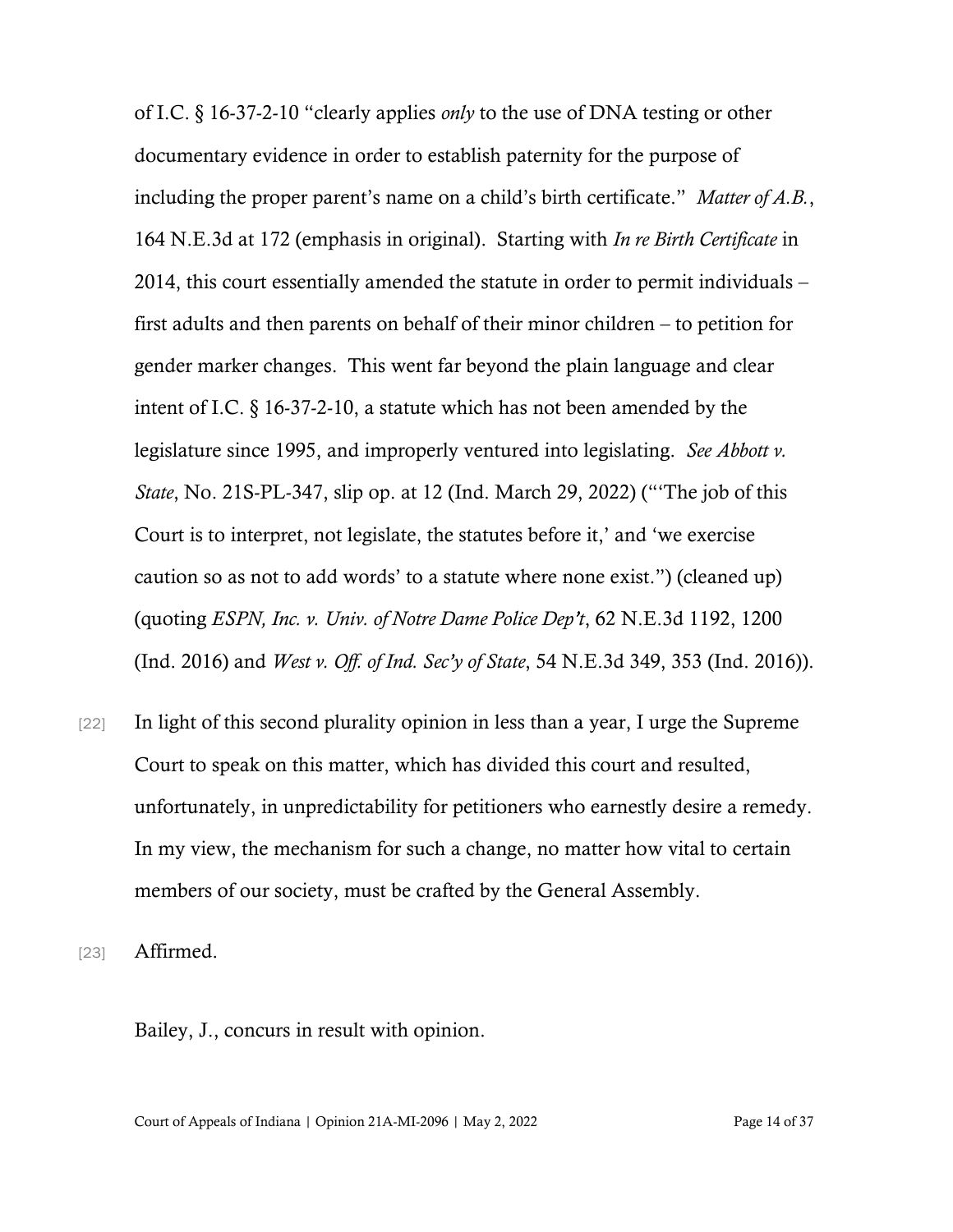of I.C. § 16-37-2-10 "clearly applies *only* to the use of DNA testing or other documentary evidence in order to establish paternity for the purpose of including the proper parent's name on a child's birth certificate." *Matter of A.B.*, 164 N.E.3d at 172 (emphasis in original). Starting with *In re Birth Certificate* in 2014, this court essentially amended the statute in order to permit individuals – first adults and then parents on behalf of their minor children – to petition for gender marker changes. This went far beyond the plain language and clear intent of I.C. § 16-37-2-10, a statute which has not been amended by the legislature since 1995, and improperly ventured into legislating. *See Abbott v. State*, No. 21S-PL-347, slip op. at 12 (Ind. March 29, 2022) ("'The job of this Court is to interpret, not legislate, the statutes before it,' and 'we exercise caution so as not to add words' to a statute where none exist.") (cleaned up) (quoting *ESPN, Inc. v. Univ. of Notre Dame Police Dep't*, 62 N.E.3d 1192, 1200 (Ind. 2016) and *West v. Off. of Ind. Sec'y of State*, 54 N.E.3d 349, 353 (Ind. 2016)).

[22] In light of this second plurality opinion in less than a year, I urge the Supreme Court to speak on this matter, which has divided this court and resulted, unfortunately, in unpredictability for petitioners who earnestly desire a remedy. In my view, the mechanism for such a change, no matter how vital to certain members of our society, must be crafted by the General Assembly.

[23] Affirmed.

Bailey, J., concurs in result with opinion.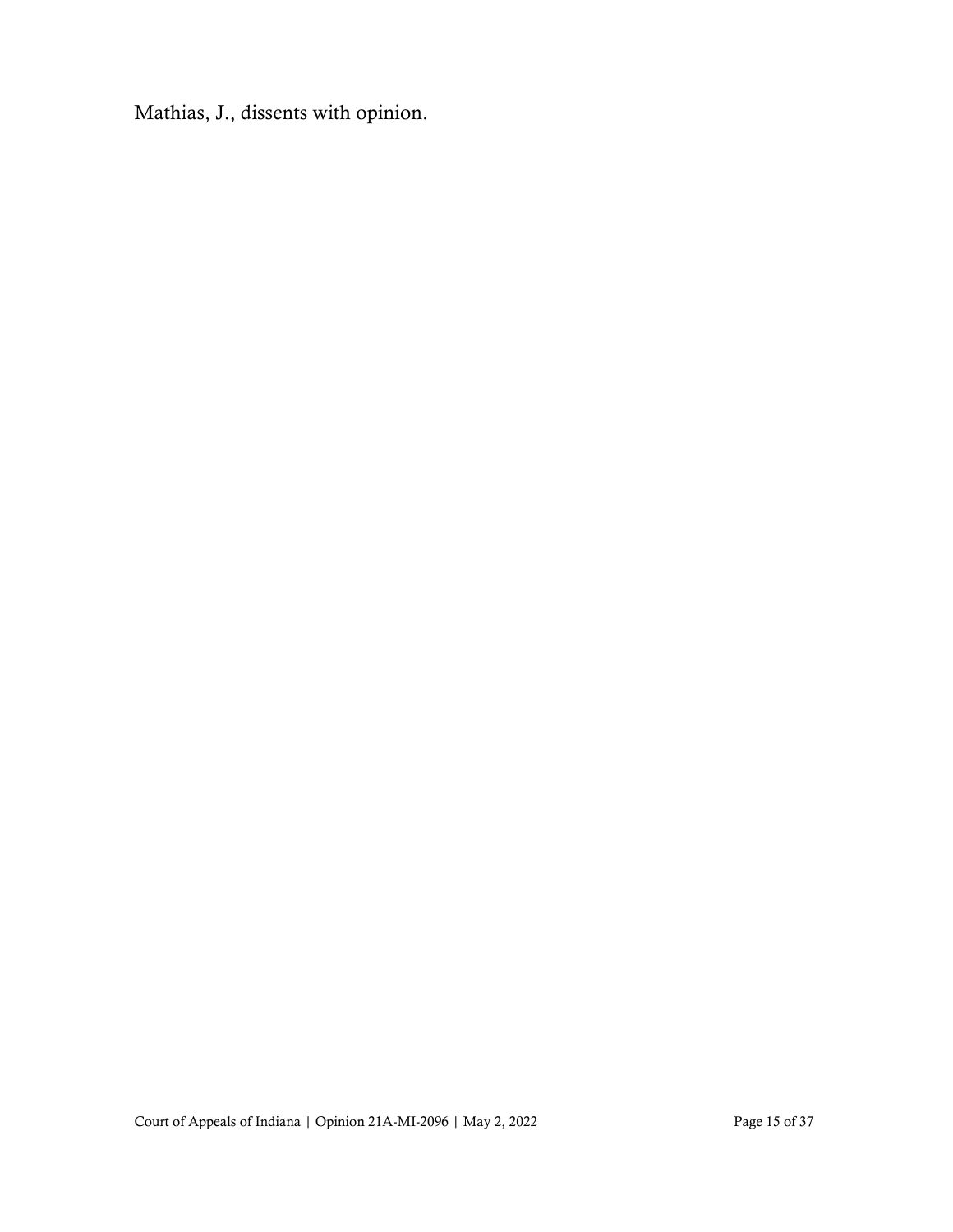Mathias, J., dissents with opinion.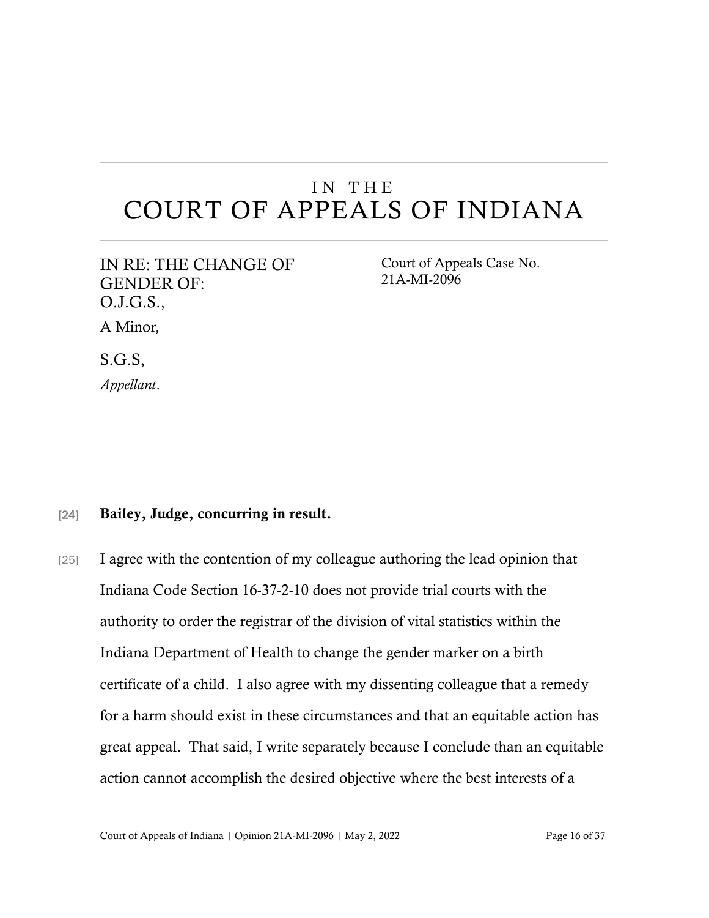# IN THE
# COURT OF APPEALS OF INDIANA

| | |
|---|---|
| IN RE: THE CHANGE OF GENDER OF: O.J.G.S., A Minor, <br><br> S.G.S, <br> *Appellant*. | Court of Appeals Case No. 21A-MI-2096 |

[24] **Bailey, Judge, concurring in result.**

[25] I agree with the contention of my colleague authoring the lead opinion that Indiana Code Section 16-37-2-10 does not provide trial courts with the authority to order the registrar of the division of vital statistics within the Indiana Department of Health to change the gender marker on a birth certificate of a child. I also agree with my dissenting colleague that a remedy for a harm should exist in these circumstances and that an equitable action has great appeal. That said, I write separately because I conclude than an equitable action cannot accomplish the desired objective where the best interests of a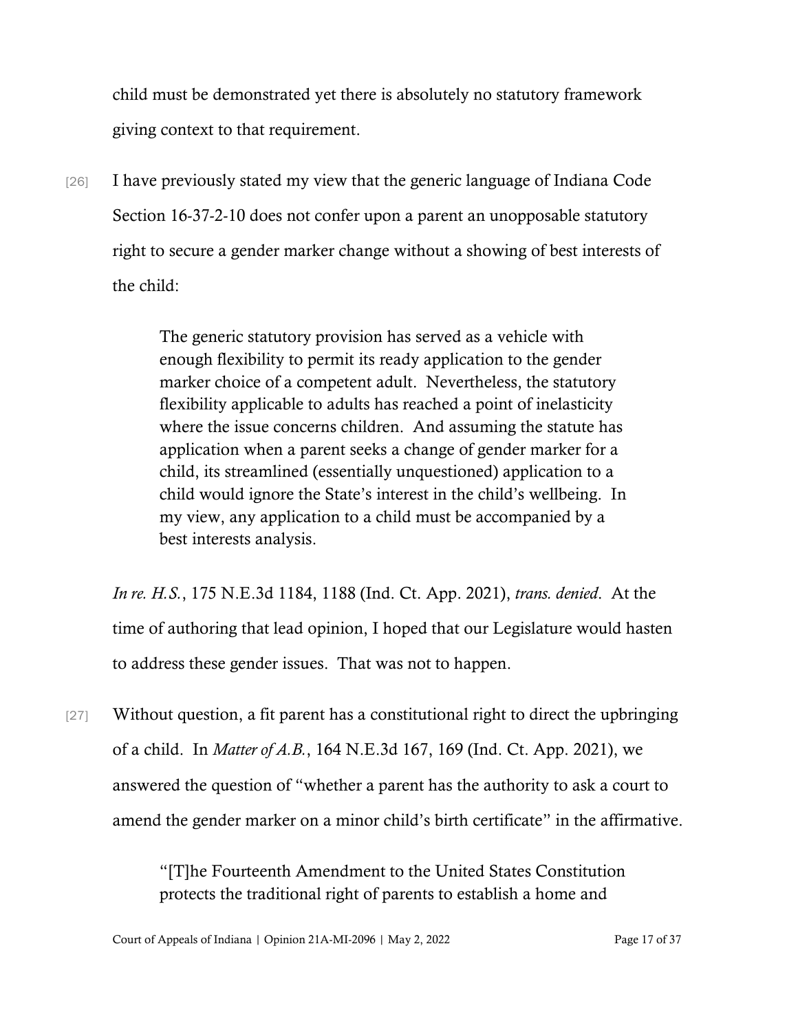child must be demonstrated yet there is absolutely no statutory framework giving context to that requirement.

[26] I have previously stated my view that the generic language of Indiana Code Section 16-37-2-10 does not confer upon a parent an unopposable statutory right to secure a gender marker change without a showing of best interests of the child:

> The generic statutory provision has served as a vehicle with enough flexibility to permit its ready application to the gender marker choice of a competent adult. Nevertheless, the statutory flexibility applicable to adults has reached a point of inelasticity where the issue concerns children. And assuming the statute has application when a parent seeks a change of gender marker for a child, its streamlined (essentially unquestioned) application to a child would ignore the State's interest in the child's wellbeing. In my view, any application to a child must be accompanied by a best interests analysis.

*In re. H.S.*, 175 N.E.3d 1184, 1188 (Ind. Ct. App. 2021), *trans. denied*. At the time of authoring that lead opinion, I hoped that our Legislature would hasten to address these gender issues. That was not to happen.

[27] Without question, a fit parent has a constitutional right to direct the upbringing of a child. In *Matter of A.B.*, 164 N.E.3d 167, 169 (Ind. Ct. App. 2021), we answered the question of "whether a parent has the authority to ask a court to amend the gender marker on a minor child's birth certificate" in the affirmative.

> "[T]he Fourteenth Amendment to the United States Constitution protects the traditional right of parents to establish a home and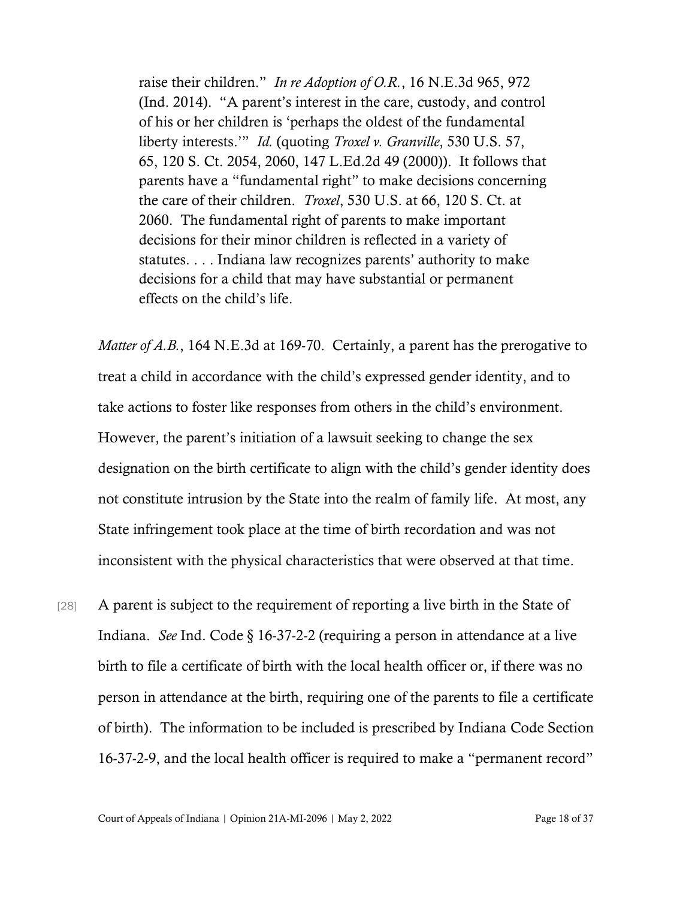> raise their children." *In re Adoption of O.R.*, 16 N.E.3d 965, 972 (Ind. 2014). "A parent's interest in the care, custody, and control of his or her children is 'perhaps the oldest of the fundamental liberty interests.'" *Id.* (quoting *Troxel v. Granville*, 530 U.S. 57, 65, 120 S. Ct. 2054, 2060, 147 L.Ed.2d 49 (2000)). It follows that parents have a "fundamental right" to make decisions concerning the care of their children. *Troxel*, 530 U.S. at 66, 120 S. Ct. at 2060. The fundamental right of parents to make important decisions for their minor children is reflected in a variety of statutes. . . . Indiana law recognizes parents' authority to make decisions for a child that may have substantial or permanent effects on the child's life.

*Matter of A.B.*, 164 N.E.3d at 169-70. Certainly, a parent has the prerogative to treat a child in accordance with the child's expressed gender identity, and to take actions to foster like responses from others in the child's environment. However, the parent's initiation of a lawsuit seeking to change the sex designation on the birth certificate to align with the child's gender identity does not constitute intrusion by the State into the realm of family life. At most, any State infringement took place at the time of birth recordation and was not inconsistent with the physical characteristics that were observed at that time.

[28] A parent is subject to the requirement of reporting a live birth in the State of Indiana. *See* Ind. Code § 16-37-2-2 (requiring a person in attendance at a live birth to file a certificate of birth with the local health officer or, if there was no person in attendance at the birth, requiring one of the parents to file a certificate of birth). The information to be included is prescribed by Indiana Code Section 16-37-2-9, and the local health officer is required to make a "permanent record"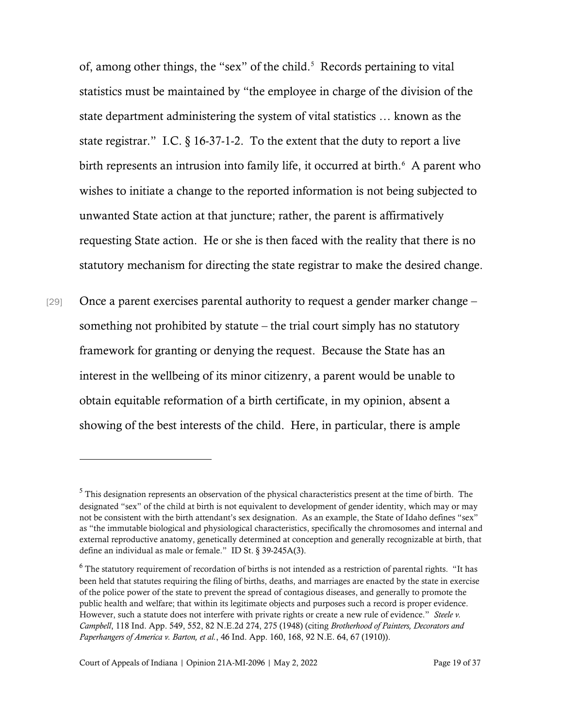of, among other things, the "sex" of the child.[5] Records pertaining to vital statistics must be maintained by "the employee in charge of the division of the state department administering the system of vital statistics … known as the state registrar." I.C. § 16-37-1-2. To the extent that the duty to report a live birth represents an intrusion into family life, it occurred at birth.[6] A parent who wishes to initiate a change to the reported information is not being subjected to unwanted State action at that juncture; rather, the parent is affirmatively requesting State action. He or she is then faced with the reality that there is no statutory mechanism for directing the state registrar to make the desired change.

[29] Once a parent exercises parental authority to request a gender marker change – something not prohibited by statute – the trial court simply has no statutory framework for granting or denying the request. Because the State has an interest in the wellbeing of its minor citizenry, a parent would be unable to obtain equitable reformation of a birth certificate, in my opinion, absent a showing of the best interests of the child. Here, in particular, there is ample

---

[5] This designation represents an observation of the physical characteristics present at the time of birth. The designated "sex" of the child at birth is not equivalent to development of gender identity, which may or may not be consistent with the birth attendant's sex designation. As an example, the State of Idaho defines "sex" as "the immutable biological and physiological characteristics, specifically the chromosomes and internal and external reproductive anatomy, genetically determined at conception and generally recognizable at birth, that define an individual as male or female." ID St. § 39-245A(3).

[6] The statutory requirement of recordation of births is not intended as a restriction of parental rights. "It has been held that statutes requiring the filing of births, deaths, and marriages are enacted by the state in exercise of the police power of the state to prevent the spread of contagious diseases, and generally to promote the public health and welfare; that within its legitimate objects and purposes such a record is proper evidence. However, such a statute does not interfere with private rights or create a new rule of evidence." *Steele v. Campbell*, 118 Ind. App. 549, 552, 82 N.E.2d 274, 275 (1948) (citing *Brotherhood of Painters, Decorators and Paperhangers of America v. Barton, et al.*, 46 Ind. App. 160, 168, 92 N.E. 64, 67 (1910)).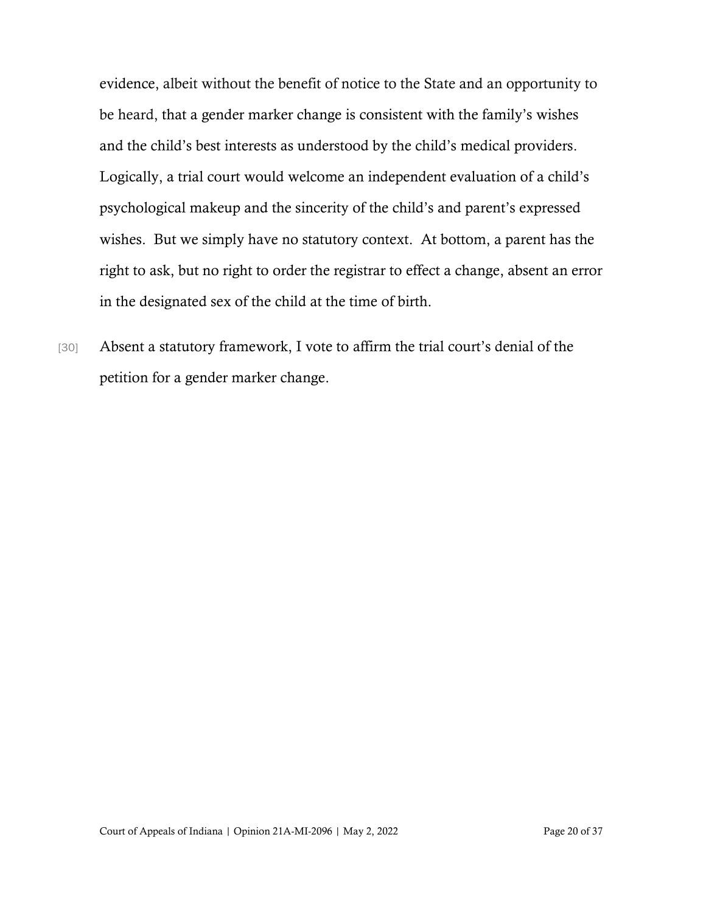evidence, albeit without the benefit of notice to the State and an opportunity to be heard, that a gender marker change is consistent with the family's wishes and the child's best interests as understood by the child's medical providers. Logically, a trial court would welcome an independent evaluation of a child's psychological makeup and the sincerity of the child's and parent's expressed wishes. But we simply have no statutory context. At bottom, a parent has the right to ask, but no right to order the registrar to effect a change, absent an error in the designated sex of the child at the time of birth.

[30] Absent a statutory framework, I vote to affirm the trial court's denial of the petition for a gender marker change.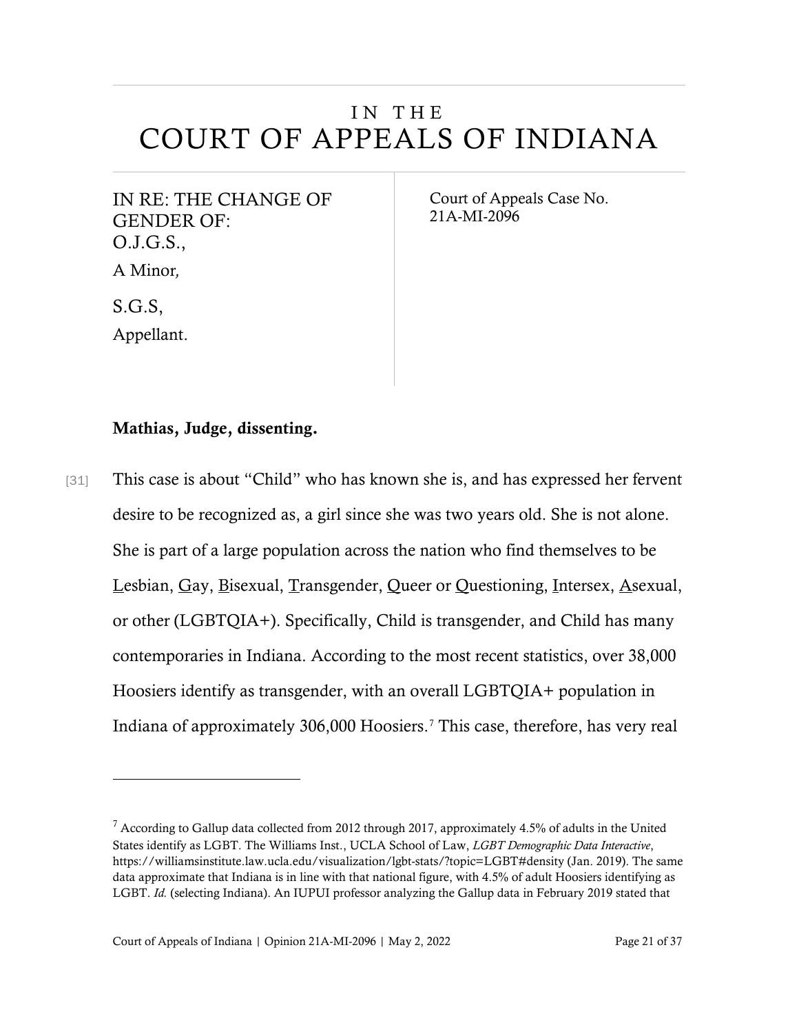# IN THE COURT OF APPEALS OF INDIANA

IN RE: THE CHANGE OF GENDER OF: O.J.G.S., A Minor,

S.G.S, Appellant.

Court of Appeals Case No. 21A-MI-2096

**Mathias, Judge, dissenting.**

[31] This case is about "Child" who has known she is, and has expressed her fervent desire to be recognized as, a girl since she was two years old. She is not alone. She is part of a large population across the nation who find themselves to be Lesbian, Gay, Bisexual, Transgender, Queer or Questioning, Intersex, Asexual, or other (LGBTQIA+). Specifically, Child is transgender, and Child has many contemporaries in Indiana. According to the most recent statistics, over 38,000 Hoosiers identify as transgender, with an overall LGBTQIA+ population in Indiana of approximately 306,000 Hoosiers.[7] This case, therefore, has very real

---

[7] According to Gallup data collected from 2012 through 2017, approximately 4.5% of adults in the United States identify as LGBT. The Williams Inst., UCLA School of Law, *LGBT Demographic Data Interactive*, https://williamsinstitute.law.ucla.edu/visualization/lgbt-stats/?topic=LGBT#density (Jan. 2019). The same data approximate that Indiana is in line with that national figure, with 4.5% of adult Hoosiers identifying as LGBT. *Id.* (selecting Indiana). An IUPUI professor analyzing the Gallup data in February 2019 stated that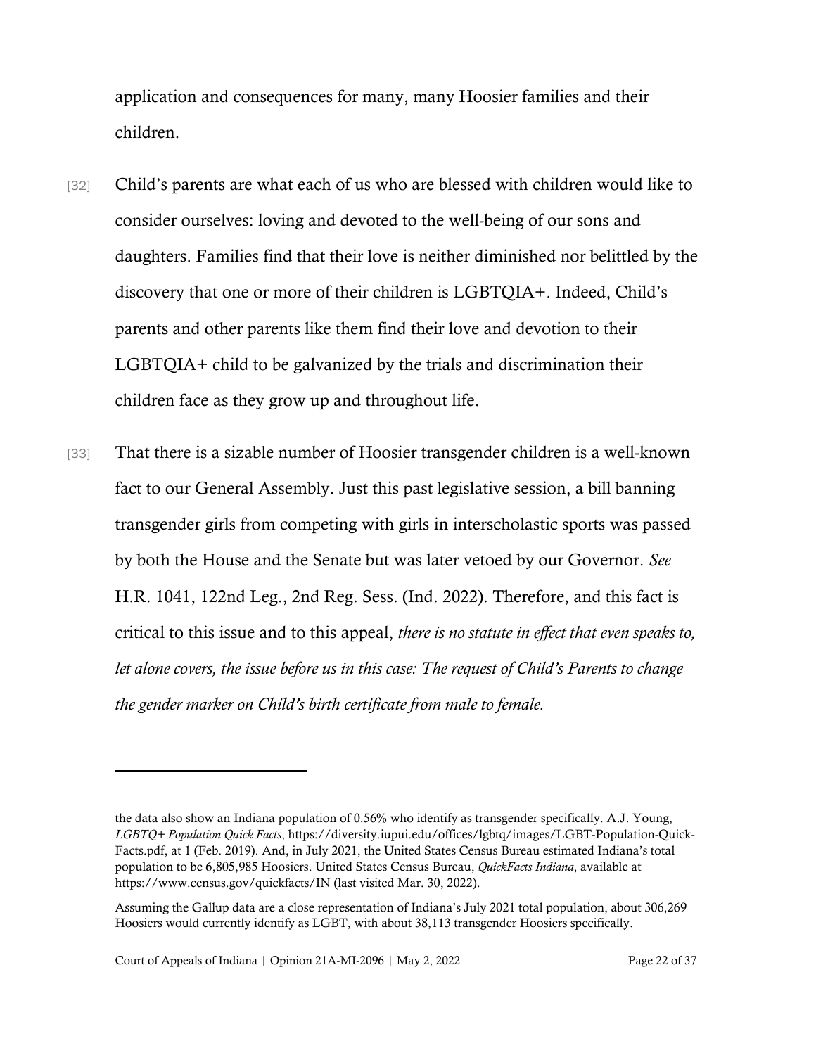application and consequences for many, many Hoosier families and their children.

[32] Child's parents are what each of us who are blessed with children would like to consider ourselves: loving and devoted to the well-being of our sons and daughters. Families find that their love is neither diminished nor belittled by the discovery that one or more of their children is LGBTQIA+. Indeed, Child's parents and other parents like them find their love and devotion to their LGBTQIA+ child to be galvanized by the trials and discrimination their children face as they grow up and throughout life.

[33] That there is a sizable number of Hoosier transgender children is a well-known fact to our General Assembly. Just this past legislative session, a bill banning transgender girls from competing with girls in interscholastic sports was passed by both the House and the Senate but was later vetoed by our Governor. *See* H.R. 1041, 122nd Leg., 2nd Reg. Sess. (Ind. 2022). Therefore, and this fact is critical to this issue and to this appeal, *there is no statute in effect that even speaks to, let alone covers, the issue before us in this case: The request of Child's Parents to change the gender marker on Child's birth certificate from male to female.*

---

the data also show an Indiana population of 0.56% who identify as transgender specifically. A.J. Young, *LGBTQ+ Population Quick Facts*, https://diversity.iupui.edu/offices/lgbtq/images/LGBT-Population-Quick-Facts.pdf, at 1 (Feb. 2019). And, in July 2021, the United States Census Bureau estimated Indiana's total population to be 6,805,985 Hoosiers. United States Census Bureau, *QuickFacts Indiana*, available at https://www.census.gov/quickfacts/IN (last visited Mar. 30, 2022).

Assuming the Gallup data are a close representation of Indiana's July 2021 total population, about 306,269 Hoosiers would currently identify as LGBT, with about 38,113 transgender Hoosiers specifically.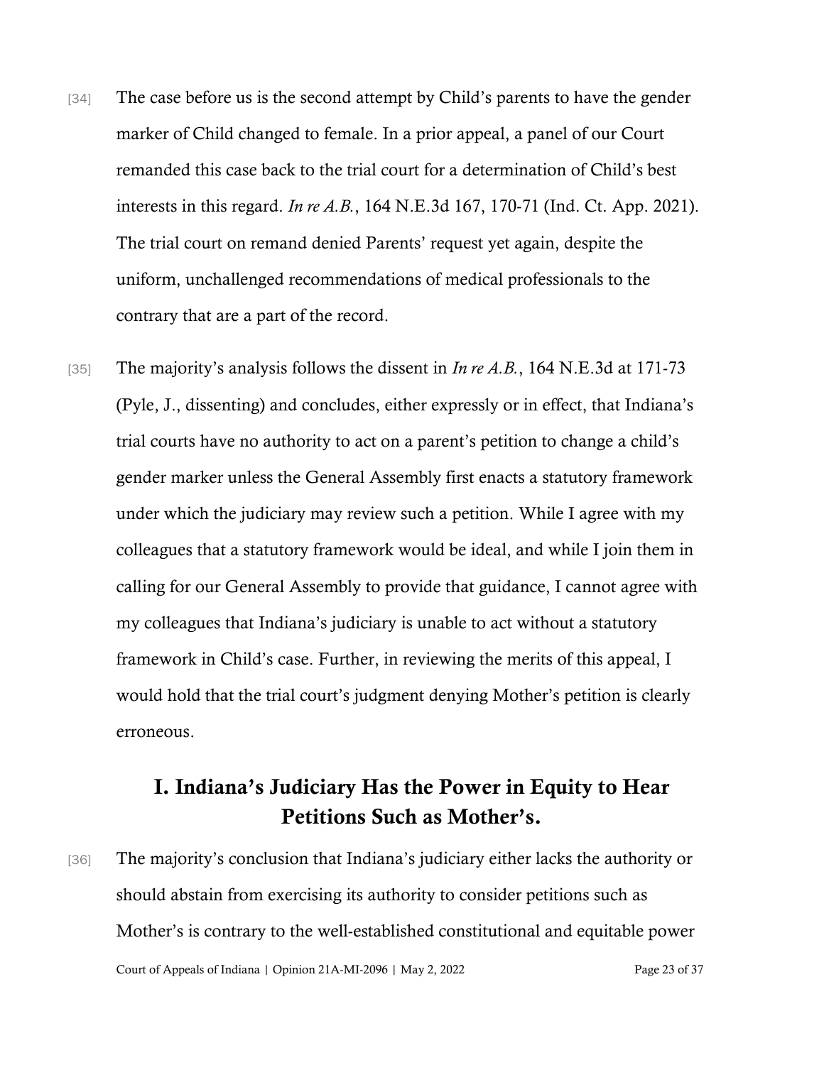[34] The case before us is the second attempt by Child's parents to have the gender marker of Child changed to female. In a prior appeal, a panel of our Court remanded this case back to the trial court for a determination of Child's best interests in this regard. *In re A.B.*, 164 N.E.3d 167, 170-71 (Ind. Ct. App. 2021). The trial court on remand denied Parents' request yet again, despite the uniform, unchallenged recommendations of medical professionals to the contrary that are a part of the record.

[35] The majority's analysis follows the dissent in *In re A.B.*, 164 N.E.3d at 171-73 (Pyle, J., dissenting) and concludes, either expressly or in effect, that Indiana's trial courts have no authority to act on a parent's petition to change a child's gender marker unless the General Assembly first enacts a statutory framework under which the judiciary may review such a petition. While I agree with my colleagues that a statutory framework would be ideal, and while I join them in calling for our General Assembly to provide that guidance, I cannot agree with my colleagues that Indiana's judiciary is unable to act without a statutory framework in Child's case. Further, in reviewing the merits of this appeal, I would hold that the trial court's judgment denying Mother's petition is clearly erroneous.

## I. Indiana's Judiciary Has the Power in Equity to Hear Petitions Such as Mother's.

[36] The majority's conclusion that Indiana's judiciary either lacks the authority or should abstain from exercising its authority to consider petitions such as Mother's is contrary to the well-established constitutional and equitable power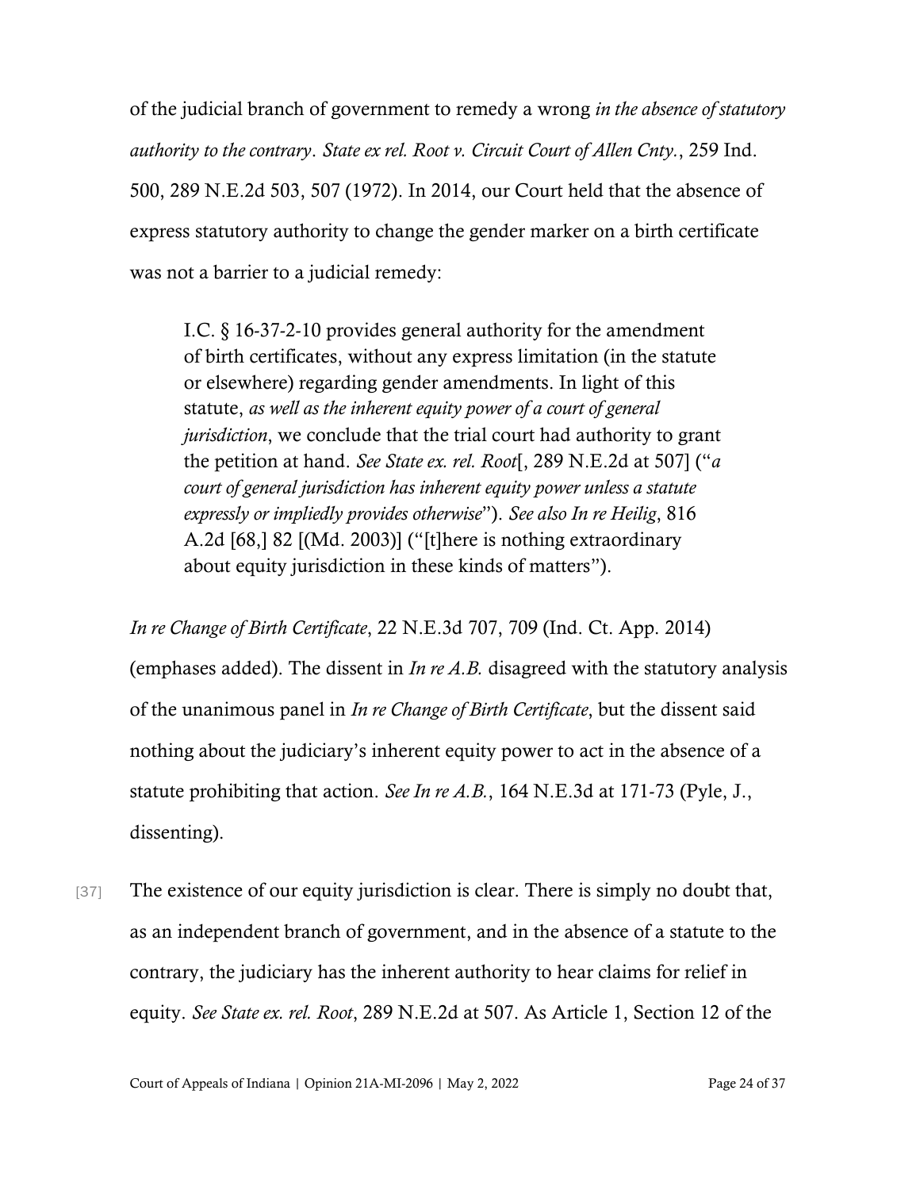of the judicial branch of government to remedy a wrong *in the absence of statutory authority to the contrary*. *State ex rel. Root v. Circuit Court of Allen Cnty.*, 259 Ind. 500, 289 N.E.2d 503, 507 (1972). In 2014, our Court held that the absence of express statutory authority to change the gender marker on a birth certificate was not a barrier to a judicial remedy:

> I.C. § 16-37-2-10 provides general authority for the amendment of birth certificates, without any express limitation (in the statute or elsewhere) regarding gender amendments. In light of this statute, *as well as the inherent equity power of a court of general jurisdiction*, we conclude that the trial court had authority to grant the petition at hand. *See State ex. rel. Root*[, 289 N.E.2d at 507] ("*a court of general jurisdiction has inherent equity power unless a statute expressly or impliedly provides otherwise*"). *See also In re Heilig*, 816 A.2d [68,] 82 [(Md. 2003)] ("[t]here is nothing extraordinary about equity jurisdiction in these kinds of matters").

*In re Change of Birth Certificate*, 22 N.E.3d 707, 709 (Ind. Ct. App. 2014) (emphases added). The dissent in *In re A.B.* disagreed with the statutory analysis of the unanimous panel in *In re Change of Birth Certificate*, but the dissent said nothing about the judiciary's inherent equity power to act in the absence of a statute prohibiting that action. *See In re A.B.*, 164 N.E.3d at 171-73 (Pyle, J., dissenting).

[37] The existence of our equity jurisdiction is clear. There is simply no doubt that, as an independent branch of government, and in the absence of a statute to the contrary, the judiciary has the inherent authority to hear claims for relief in equity. *See State ex. rel. Root*, 289 N.E.2d at 507. As Article 1, Section 12 of the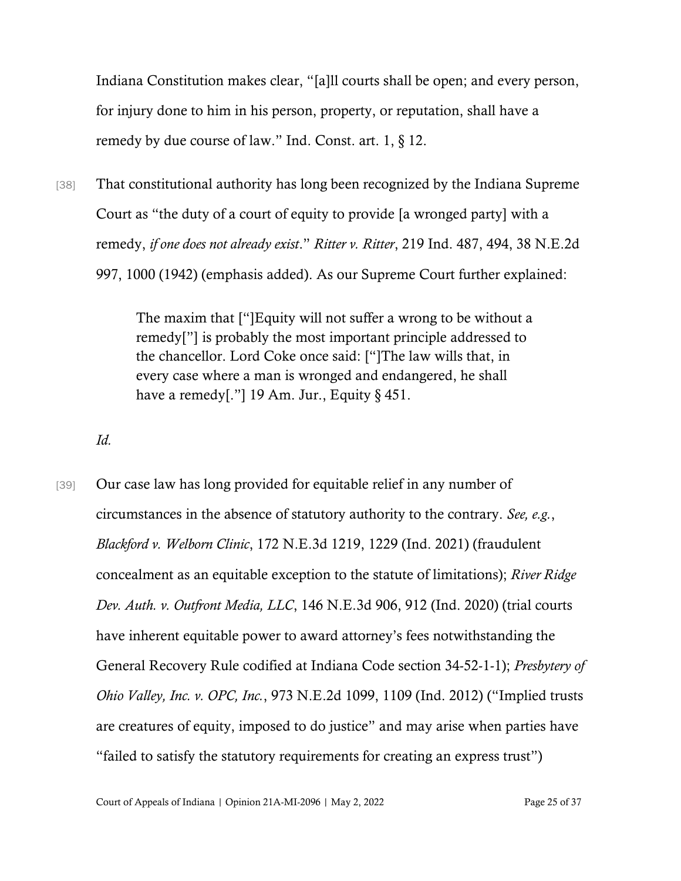Indiana Constitution makes clear, "[a]ll courts shall be open; and every person, for injury done to him in his person, property, or reputation, shall have a remedy by due course of law." Ind. Const. art. 1, § 12.

[38] That constitutional authority has long been recognized by the Indiana Supreme Court as "the duty of a court of equity to provide [a wronged party] with a remedy, *if one does not already exist*." *Ritter v. Ritter*, 219 Ind. 487, 494, 38 N.E.2d 997, 1000 (1942) (emphasis added). As our Supreme Court further explained:

> The maxim that ["]Equity will not suffer a wrong to be without a remedy["] is probably the most important principle addressed to the chancellor. Lord Coke once said: ["]The law wills that, in every case where a man is wronged and endangered, he shall have a remedy[."] 19 Am. Jur., Equity § 451.

*Id.*

[39] Our case law has long provided for equitable relief in any number of circumstances in the absence of statutory authority to the contrary. *See, e.g.*, *Blackford v. Welborn Clinic*, 172 N.E.3d 1219, 1229 (Ind. 2021) (fraudulent concealment as an equitable exception to the statute of limitations); *River Ridge Dev. Auth. v. Outfront Media, LLC*, 146 N.E.3d 906, 912 (Ind. 2020) (trial courts have inherent equitable power to award attorney's fees notwithstanding the General Recovery Rule codified at Indiana Code section 34-52-1-1); *Presbytery of Ohio Valley, Inc. v. OPC, Inc.*, 973 N.E.2d 1099, 1109 (Ind. 2012) ("Implied trusts are creatures of equity, imposed to do justice" and may arise when parties have "failed to satisfy the statutory requirements for creating an express trust")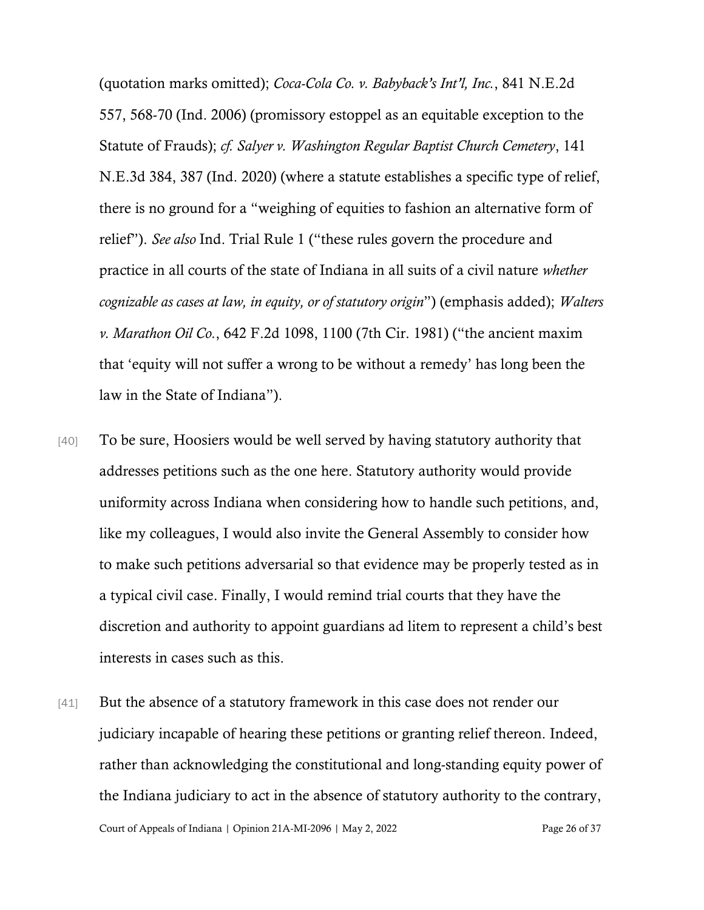(quotation marks omitted); *Coca-Cola Co. v. Babyback's Int'l, Inc.*, 841 N.E.2d 557, 568-70 (Ind. 2006) (promissory estoppel as an equitable exception to the Statute of Frauds); *cf. Salyer v. Washington Regular Baptist Church Cemetery*, 141 N.E.3d 384, 387 (Ind. 2020) (where a statute establishes a specific type of relief, there is no ground for a "weighing of equities to fashion an alternative form of relief"). *See also* Ind. Trial Rule 1 ("these rules govern the procedure and practice in all courts of the state of Indiana in all suits of a civil nature *whether cognizable as cases at law, in equity, or of statutory origin*") (emphasis added); *Walters v. Marathon Oil Co.*, 642 F.2d 1098, 1100 (7th Cir. 1981) ("the ancient maxim that 'equity will not suffer a wrong to be without a remedy' has long been the law in the State of Indiana").

[40] To be sure, Hoosiers would be well served by having statutory authority that addresses petitions such as the one here. Statutory authority would provide uniformity across Indiana when considering how to handle such petitions, and, like my colleagues, I would also invite the General Assembly to consider how to make such petitions adversarial so that evidence may be properly tested as in a typical civil case. Finally, I would remind trial courts that they have the discretion and authority to appoint guardians ad litem to represent a child's best interests in cases such as this.

[41] But the absence of a statutory framework in this case does not render our judiciary incapable of hearing these petitions or granting relief thereon. Indeed, rather than acknowledging the constitutional and long-standing equity power of the Indiana judiciary to act in the absence of statutory authority to the contrary,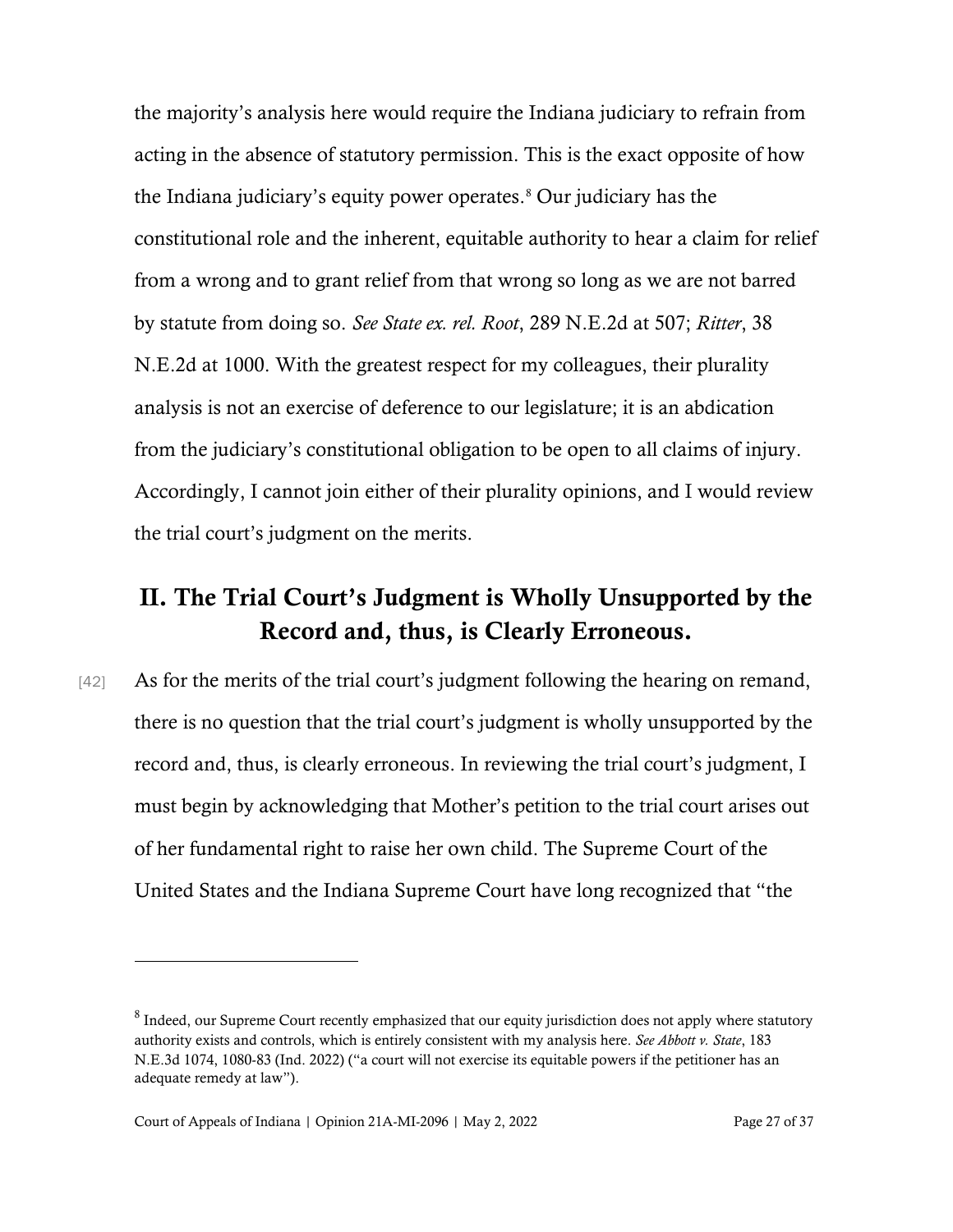the majority's analysis here would require the Indiana judiciary to refrain from acting in the absence of statutory permission. This is the exact opposite of how the Indiana judiciary's equity power operates.[8] Our judiciary has the constitutional role and the inherent, equitable authority to hear a claim for relief from a wrong and to grant relief from that wrong so long as we are not barred by statute from doing so. *See State ex. rel. Root*, 289 N.E.2d at 507; *Ritter*, 38 N.E.2d at 1000. With the greatest respect for my colleagues, their plurality analysis is not an exercise of deference to our legislature; it is an abdication from the judiciary's constitutional obligation to be open to all claims of injury. Accordingly, I cannot join either of their plurality opinions, and I would review the trial court's judgment on the merits.

## II. The Trial Court's Judgment is Wholly Unsupported by the Record and, thus, is Clearly Erroneous.

[42] As for the merits of the trial court's judgment following the hearing on remand, there is no question that the trial court's judgment is wholly unsupported by the record and, thus, is clearly erroneous. In reviewing the trial court's judgment, I must begin by acknowledging that Mother's petition to the trial court arises out of her fundamental right to raise her own child. The Supreme Court of the United States and the Indiana Supreme Court have long recognized that "the

---

[8] Indeed, our Supreme Court recently emphasized that our equity jurisdiction does not apply where statutory authority exists and controls, which is entirely consistent with my analysis here. *See Abbott v. State*, 183 N.E.3d 1074, 1080-83 (Ind. 2022) ("a court will not exercise its equitable powers if the petitioner has an adequate remedy at law").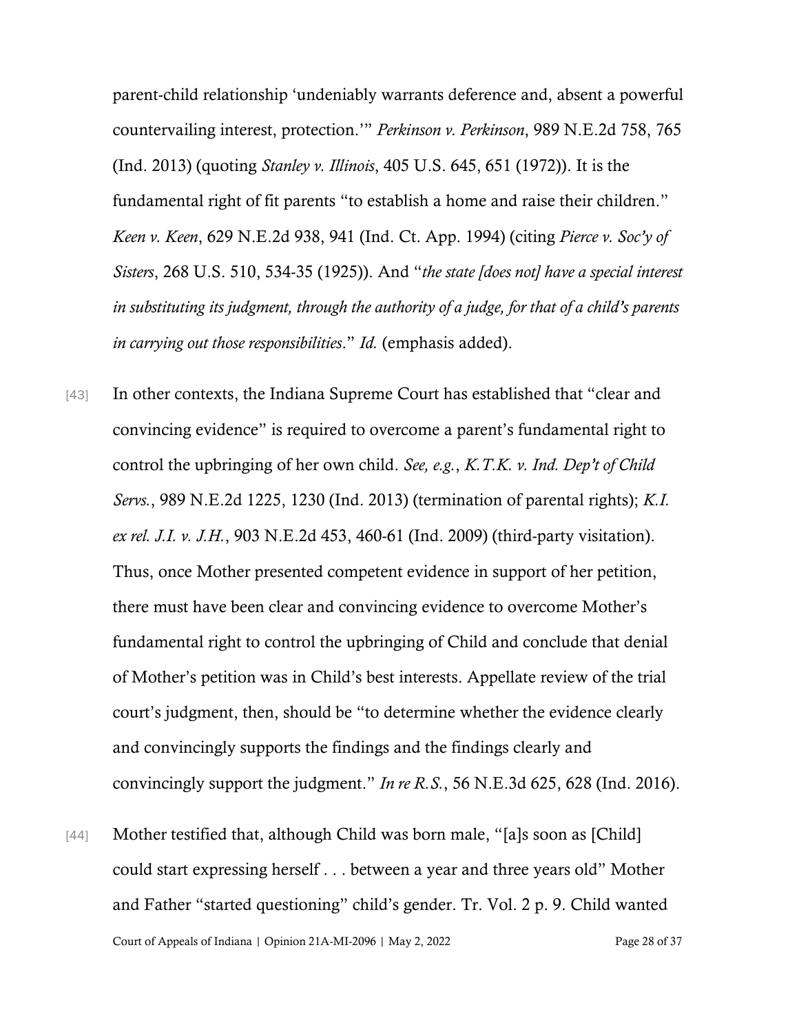parent-child relationship 'undeniably warrants deference and, absent a powerful countervailing interest, protection.'" *Perkinson v. Perkinson*, 989 N.E.2d 758, 765 (Ind. 2013) (quoting *Stanley v. Illinois*, 405 U.S. 645, 651 (1972)). It is the fundamental right of fit parents "to establish a home and raise their children." *Keen v. Keen*, 629 N.E.2d 938, 941 (Ind. Ct. App. 1994) (citing *Pierce v. Soc'y of Sisters*, 268 U.S. 510, 534-35 (1925)). And "*the state [does not] have a special interest in substituting its judgment, through the authority of a judge, for that of a child's parents in carrying out those responsibilities*." *Id.* (emphasis added).

[43] In other contexts, the Indiana Supreme Court has established that "clear and convincing evidence" is required to overcome a parent's fundamental right to control the upbringing of her own child. *See, e.g.*, *K.T.K. v. Ind. Dep't of Child Servs.*, 989 N.E.2d 1225, 1230 (Ind. 2013) (termination of parental rights); *K.I. ex rel. J.I. v. J.H.*, 903 N.E.2d 453, 460-61 (Ind. 2009) (third-party visitation). Thus, once Mother presented competent evidence in support of her petition, there must have been clear and convincing evidence to overcome Mother's fundamental right to control the upbringing of Child and conclude that denial of Mother's petition was in Child's best interests. Appellate review of the trial court's judgment, then, should be "to determine whether the evidence clearly and convincingly supports the findings and the findings clearly and convincingly support the judgment." *In re R.S.*, 56 N.E.3d 625, 628 (Ind. 2016).

[44] Mother testified that, although Child was born male, "[a]s soon as [Child] could start expressing herself . . . between a year and three years old" Mother and Father "started questioning" child's gender. Tr. Vol. 2 p. 9. Child wanted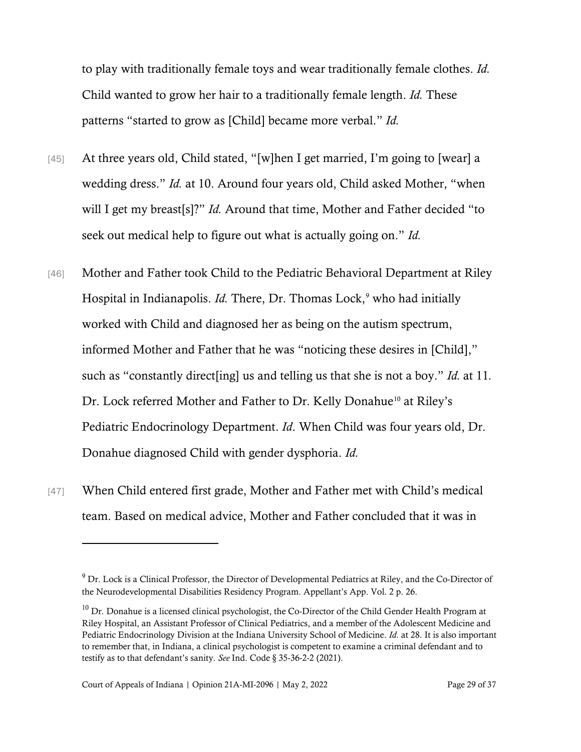to play with traditionally female toys and wear traditionally female clothes. *Id.* Child wanted to grow her hair to a traditionally female length. *Id.* These patterns "started to grow as [Child] became more verbal." *Id.*

[45] At three years old, Child stated, "[w]hen I get married, I'm going to [wear] a wedding dress." *Id.* at 10. Around four years old, Child asked Mother, "when will I get my breast[s]?" *Id.* Around that time, Mother and Father decided "to seek out medical help to figure out what is actually going on." *Id.*

[46] Mother and Father took Child to the Pediatric Behavioral Department at Riley Hospital in Indianapolis. *Id.* There, Dr. Thomas Lock,[9] who had initially worked with Child and diagnosed her as being on the autism spectrum, informed Mother and Father that he was "noticing these desires in [Child]," such as "constantly direct[ing] us and telling us that she is not a boy." *Id.* at 11. Dr. Lock referred Mother and Father to Dr. Kelly Donahue[10] at Riley's Pediatric Endocrinology Department. *Id*. When Child was four years old, Dr. Donahue diagnosed Child with gender dysphoria. *Id.*

[47] When Child entered first grade, Mother and Father met with Child's medical team. Based on medical advice, Mother and Father concluded that it was in

---

[9] Dr. Lock is a Clinical Professor, the Director of Developmental Pediatrics at Riley, and the Co-Director of the Neurodevelopmental Disabilities Residency Program. Appellant's App. Vol. 2 p. 26.

[10] Dr. Donahue is a licensed clinical psychologist, the Co-Director of the Child Gender Health Program at Riley Hospital, an Assistant Professor of Clinical Pediatrics, and a member of the Adolescent Medicine and Pediatric Endocrinology Division at the Indiana University School of Medicine. *Id.* at 28. It is also important to remember that, in Indiana, a clinical psychologist is competent to examine a criminal defendant and to testify as to that defendant's sanity. *See* Ind. Code § 35-36-2-2 (2021).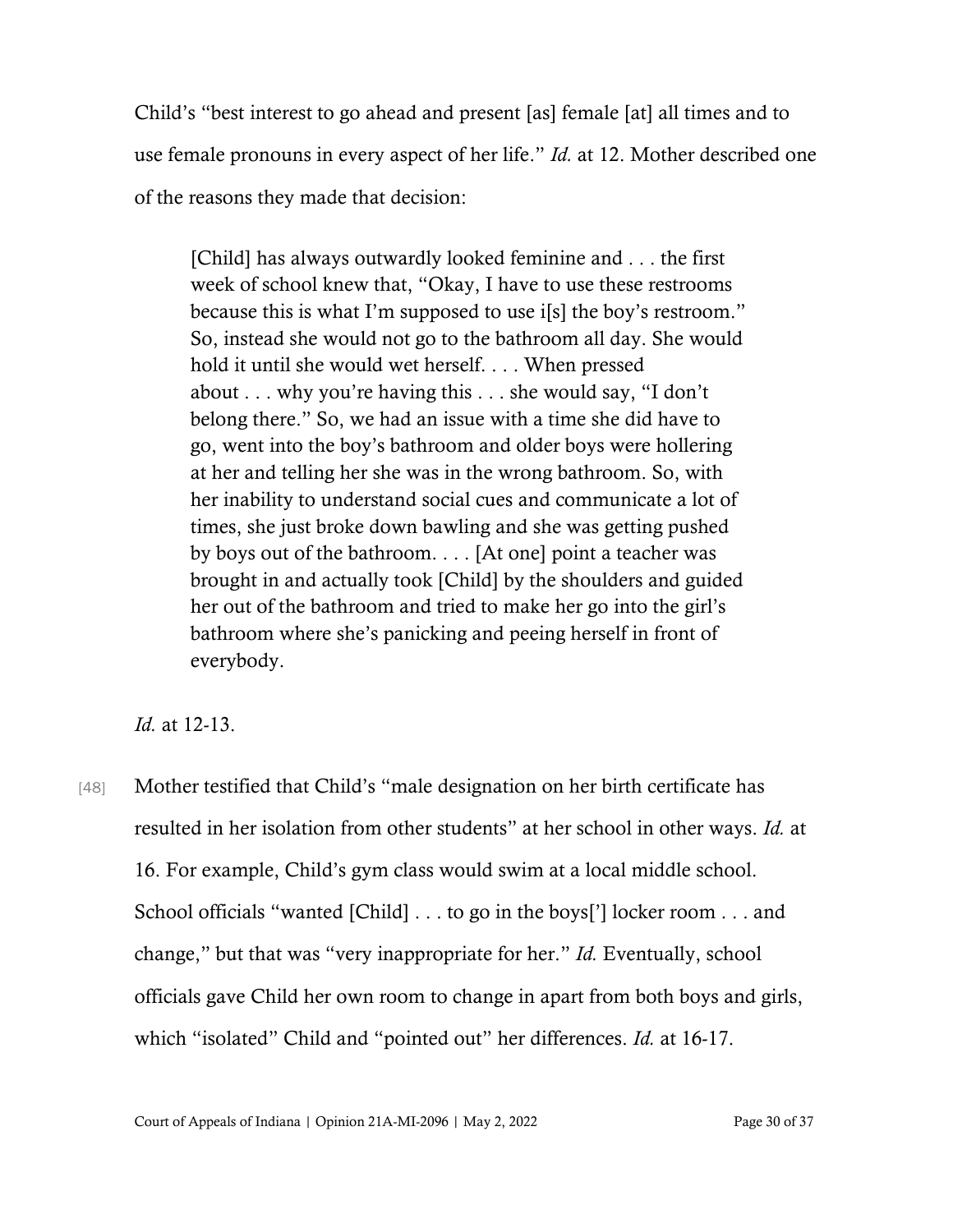Child's "best interest to go ahead and present [as] female [at] all times and to use female pronouns in every aspect of her life." *Id.* at 12. Mother described one of the reasons they made that decision:

> [Child] has always outwardly looked feminine and . . . the first week of school knew that, "Okay, I have to use these restrooms because this is what I'm supposed to use i[s] the boy's restroom." So, instead she would not go to the bathroom all day. She would hold it until she would wet herself. . . . When pressed about . . . why you're having this . . . she would say, "I don't belong there." So, we had an issue with a time she did have to go, went into the boy's bathroom and older boys were hollering at her and telling her she was in the wrong bathroom. So, with her inability to understand social cues and communicate a lot of times, she just broke down bawling and she was getting pushed by boys out of the bathroom. . . . [At one] point a teacher was brought in and actually took [Child] by the shoulders and guided her out of the bathroom and tried to make her go into the girl's bathroom where she's panicking and peeing herself in front of everybody.

*Id.* at 12-13.

[48] Mother testified that Child's "male designation on her birth certificate has resulted in her isolation from other students" at her school in other ways. *Id.* at 16. For example, Child's gym class would swim at a local middle school. School officials "wanted [Child] . . . to go in the boys['] locker room . . . and change," but that was "very inappropriate for her." *Id.* Eventually, school officials gave Child her own room to change in apart from both boys and girls, which "isolated" Child and "pointed out" her differences. *Id.* at 16-17.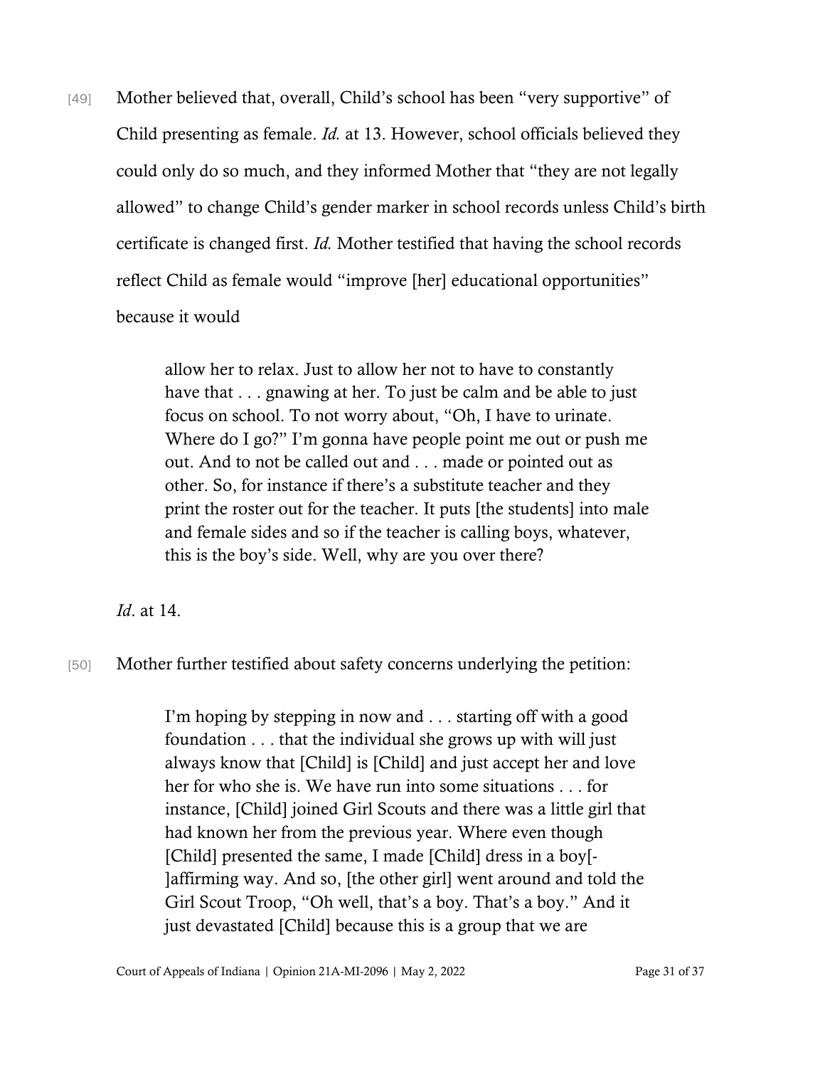[49] Mother believed that, overall, Child's school has been "very supportive" of Child presenting as female. *Id.* at 13. However, school officials believed they could only do so much, and they informed Mother that "they are not legally allowed" to change Child's gender marker in school records unless Child's birth certificate is changed first. *Id.* Mother testified that having the school records reflect Child as female would "improve [her] educational opportunities" because it would

> allow her to relax. Just to allow her not to have to constantly have that . . . gnawing at her. To just be calm and be able to just focus on school. To not worry about, "Oh, I have to urinate. Where do I go?" I'm gonna have people point me out or push me out. And to not be called out and . . . made or pointed out as other. So, for instance if there's a substitute teacher and they print the roster out for the teacher. It puts [the students] into male and female sides and so if the teacher is calling boys, whatever, this is the boy's side. Well, why are you over there?

*Id*. at 14.

[50] Mother further testified about safety concerns underlying the petition:

> I'm hoping by stepping in now and . . . starting off with a good foundation . . . that the individual she grows up with will just always know that [Child] is [Child] and just accept her and love her for who she is. We have run into some situations . . . for instance, [Child] joined Girl Scouts and there was a little girl that had known her from the previous year. Where even though [Child] presented the same, I made [Child] dress in a boy[-]affirming way. And so, [the other girl] went around and told the Girl Scout Troop, "Oh well, that's a boy. That's a boy." And it just devastated [Child] because this is a group that we are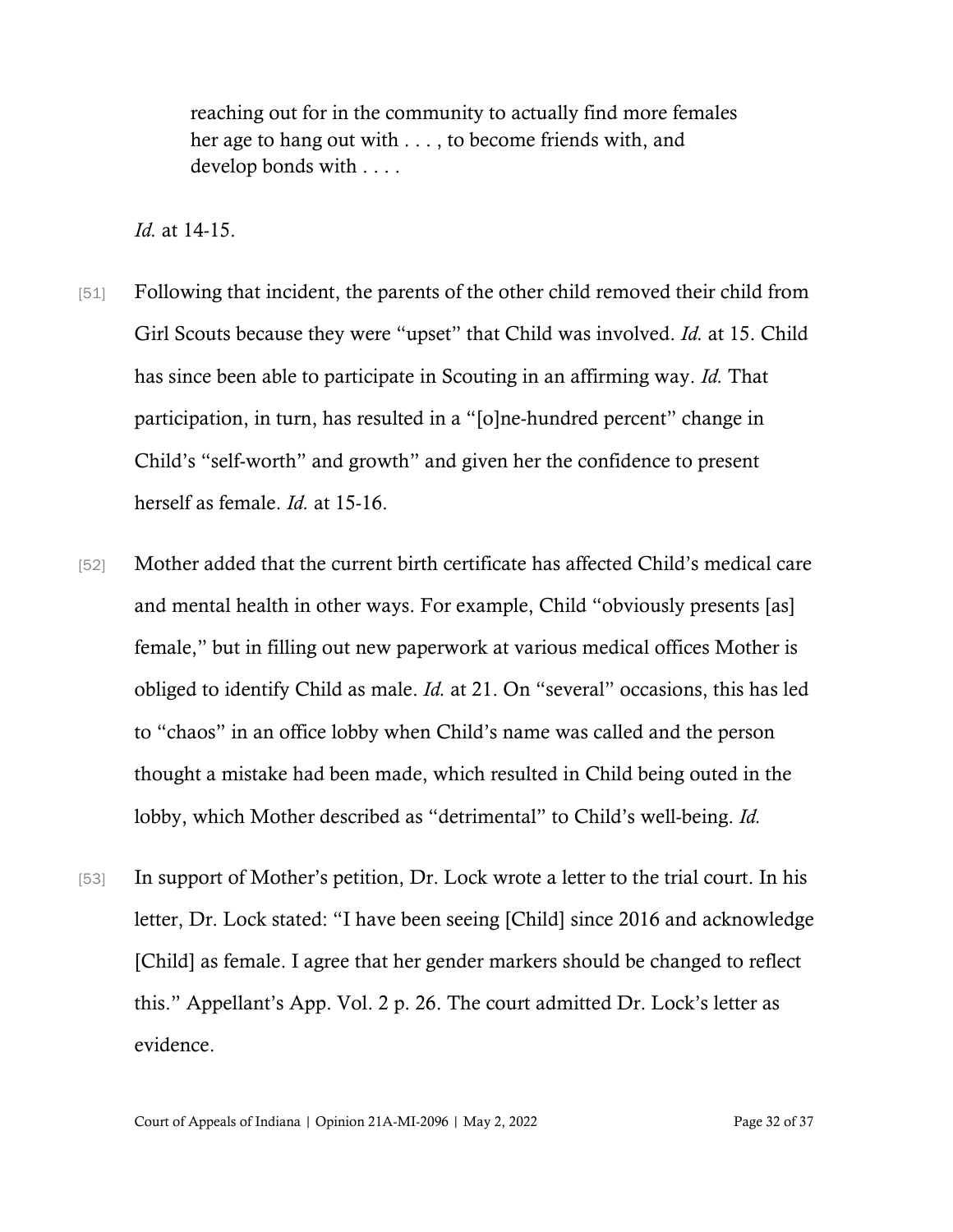> reaching out for in the community to actually find more females her age to hang out with . . . , to become friends with, and develop bonds with . . . .

*Id.* at 14-15.

[51] Following that incident, the parents of the other child removed their child from Girl Scouts because they were "upset" that Child was involved. *Id.* at 15. Child has since been able to participate in Scouting in an affirming way. *Id.* That participation, in turn, has resulted in a "[o]ne-hundred percent" change in Child's "self-worth" and growth" and given her the confidence to present herself as female. *Id.* at 15-16.

[52] Mother added that the current birth certificate has affected Child's medical care and mental health in other ways. For example, Child "obviously presents [as] female," but in filling out new paperwork at various medical offices Mother is obliged to identify Child as male. *Id.* at 21. On "several" occasions, this has led to "chaos" in an office lobby when Child's name was called and the person thought a mistake had been made, which resulted in Child being outed in the lobby, which Mother described as "detrimental" to Child's well-being. *Id.*

[53] In support of Mother's petition, Dr. Lock wrote a letter to the trial court. In his letter, Dr. Lock stated: "I have been seeing [Child] since 2016 and acknowledge [Child] as female. I agree that her gender markers should be changed to reflect this." Appellant's App. Vol. 2 p. 26. The court admitted Dr. Lock's letter as evidence.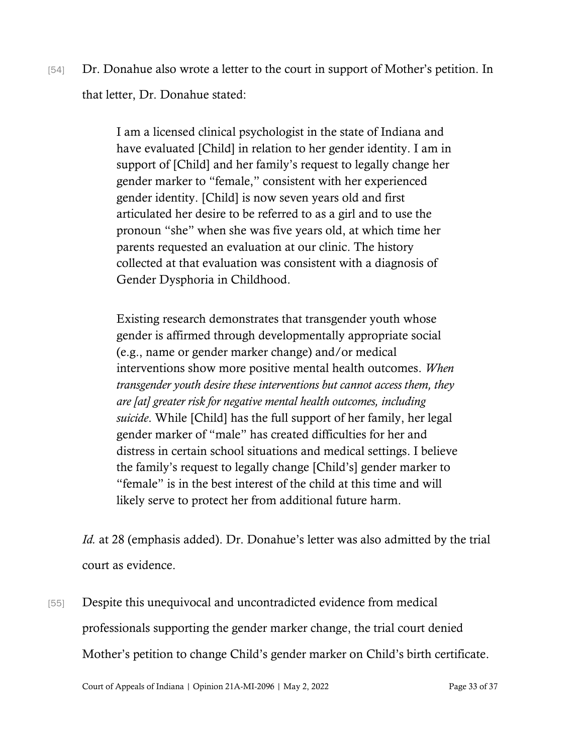[54] Dr. Donahue also wrote a letter to the court in support of Mother's petition. In that letter, Dr. Donahue stated:

> I am a licensed clinical psychologist in the state of Indiana and have evaluated [Child] in relation to her gender identity. I am in support of [Child] and her family's request to legally change her gender marker to "female," consistent with her experienced gender identity. [Child] is now seven years old and first articulated her desire to be referred to as a girl and to use the pronoun "she" when she was five years old, at which time her parents requested an evaluation at our clinic. The history collected at that evaluation was consistent with a diagnosis of Gender Dysphoria in Childhood.
>
> Existing research demonstrates that transgender youth whose gender is affirmed through developmentally appropriate social (e.g., name or gender marker change) and/or medical interventions show more positive mental health outcomes. *When transgender youth desire these interventions but cannot access them, they are [at] greater risk for negative mental health outcomes, including suicide*. While [Child] has the full support of her family, her legal gender marker of "male" has created difficulties for her and distress in certain school situations and medical settings. I believe the family's request to legally change [Child's] gender marker to "female" is in the best interest of the child at this time and will likely serve to protect her from additional future harm.

*Id.* at 28 (emphasis added). Dr. Donahue's letter was also admitted by the trial court as evidence.

[55] Despite this unequivocal and uncontradicted evidence from medical professionals supporting the gender marker change, the trial court denied Mother's petition to change Child's gender marker on Child's birth certificate.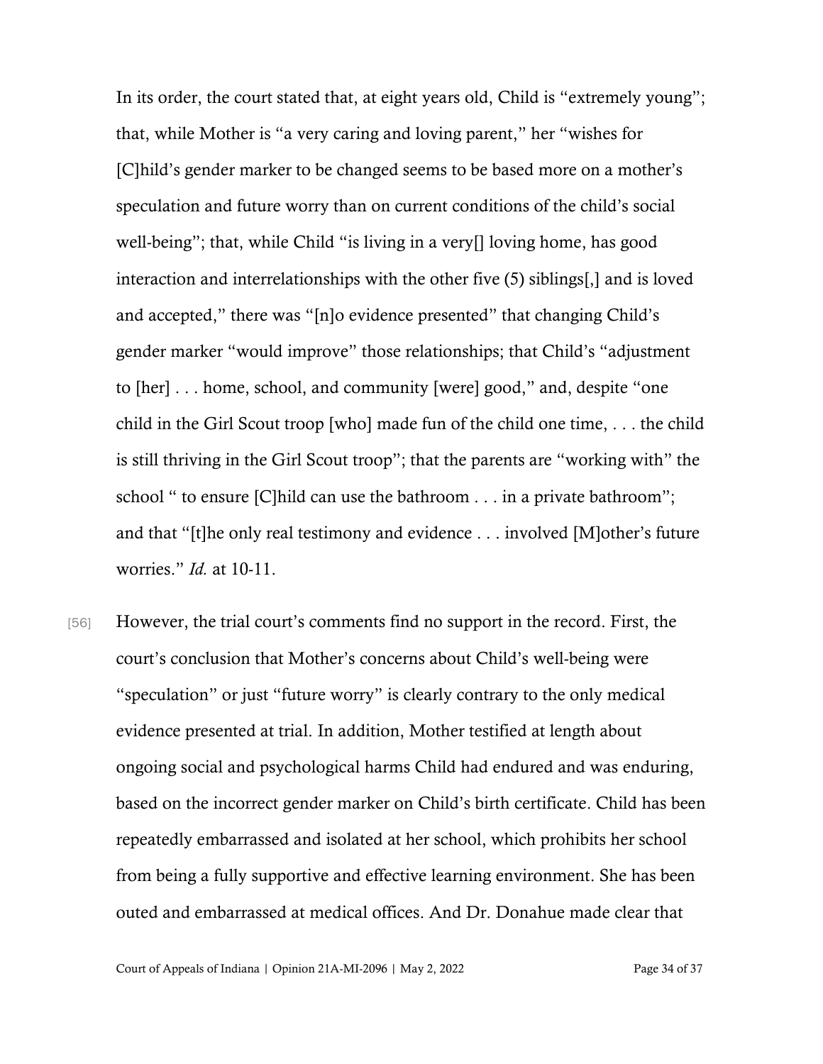In its order, the court stated that, at eight years old, Child is "extremely young"; that, while Mother is "a very caring and loving parent," her "wishes for [C]hild's gender marker to be changed seems to be based more on a mother's speculation and future worry than on current conditions of the child's social well-being"; that, while Child "is living in a very[] loving home, has good interaction and interrelationships with the other five (5) siblings[,] and is loved and accepted," there was "[n]o evidence presented" that changing Child's gender marker "would improve" those relationships; that Child's "adjustment to [her] . . . home, school, and community [were] good," and, despite "one child in the Girl Scout troop [who] made fun of the child one time, . . . the child is still thriving in the Girl Scout troop"; that the parents are "working with" the school " to ensure [C]hild can use the bathroom . . . in a private bathroom"; and that "[t]he only real testimony and evidence . . . involved [M]other's future worries." *Id.* at 10-11.

[56] However, the trial court's comments find no support in the record. First, the court's conclusion that Mother's concerns about Child's well-being were "speculation" or just "future worry" is clearly contrary to the only medical evidence presented at trial. In addition, Mother testified at length about ongoing social and psychological harms Child had endured and was enduring, based on the incorrect gender marker on Child's birth certificate. Child has been repeatedly embarrassed and isolated at her school, which prohibits her school from being a fully supportive and effective learning environment. She has been outed and embarrassed at medical offices. And Dr. Donahue made clear that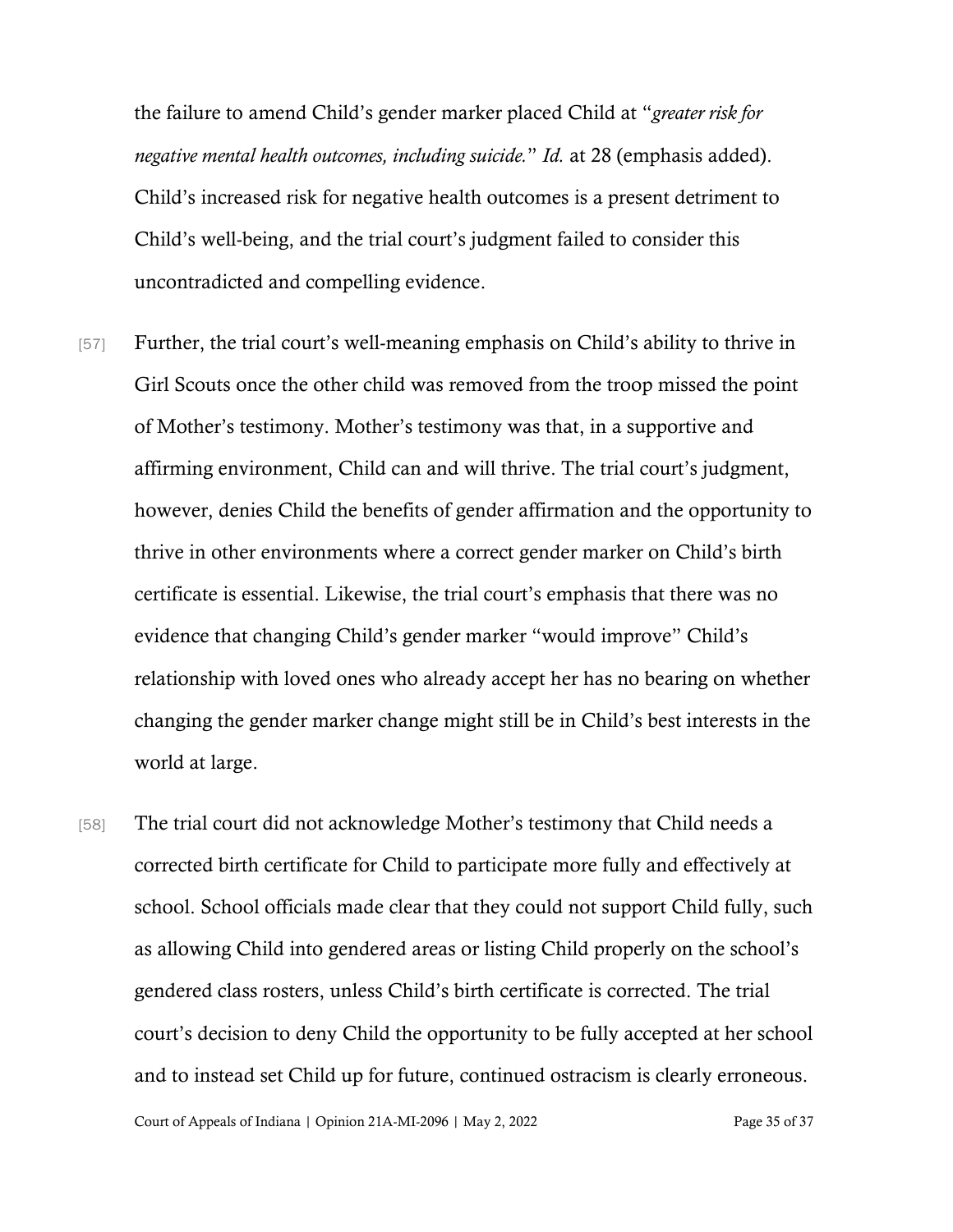the failure to amend Child's gender marker placed Child at "*greater risk for negative mental health outcomes, including suicide.*" *Id.* at 28 (emphasis added). Child's increased risk for negative health outcomes is a present detriment to Child's well-being, and the trial court's judgment failed to consider this uncontradicted and compelling evidence.

[57] Further, the trial court's well-meaning emphasis on Child's ability to thrive in Girl Scouts once the other child was removed from the troop missed the point of Mother's testimony. Mother's testimony was that, in a supportive and affirming environment, Child can and will thrive. The trial court's judgment, however, denies Child the benefits of gender affirmation and the opportunity to thrive in other environments where a correct gender marker on Child's birth certificate is essential. Likewise, the trial court's emphasis that there was no evidence that changing Child's gender marker "would improve" Child's relationship with loved ones who already accept her has no bearing on whether changing the gender marker change might still be in Child's best interests in the world at large.

[58] The trial court did not acknowledge Mother's testimony that Child needs a corrected birth certificate for Child to participate more fully and effectively at school. School officials made clear that they could not support Child fully, such as allowing Child into gendered areas or listing Child properly on the school's gendered class rosters, unless Child's birth certificate is corrected. The trial court's decision to deny Child the opportunity to be fully accepted at her school and to instead set Child up for future, continued ostracism is clearly erroneous.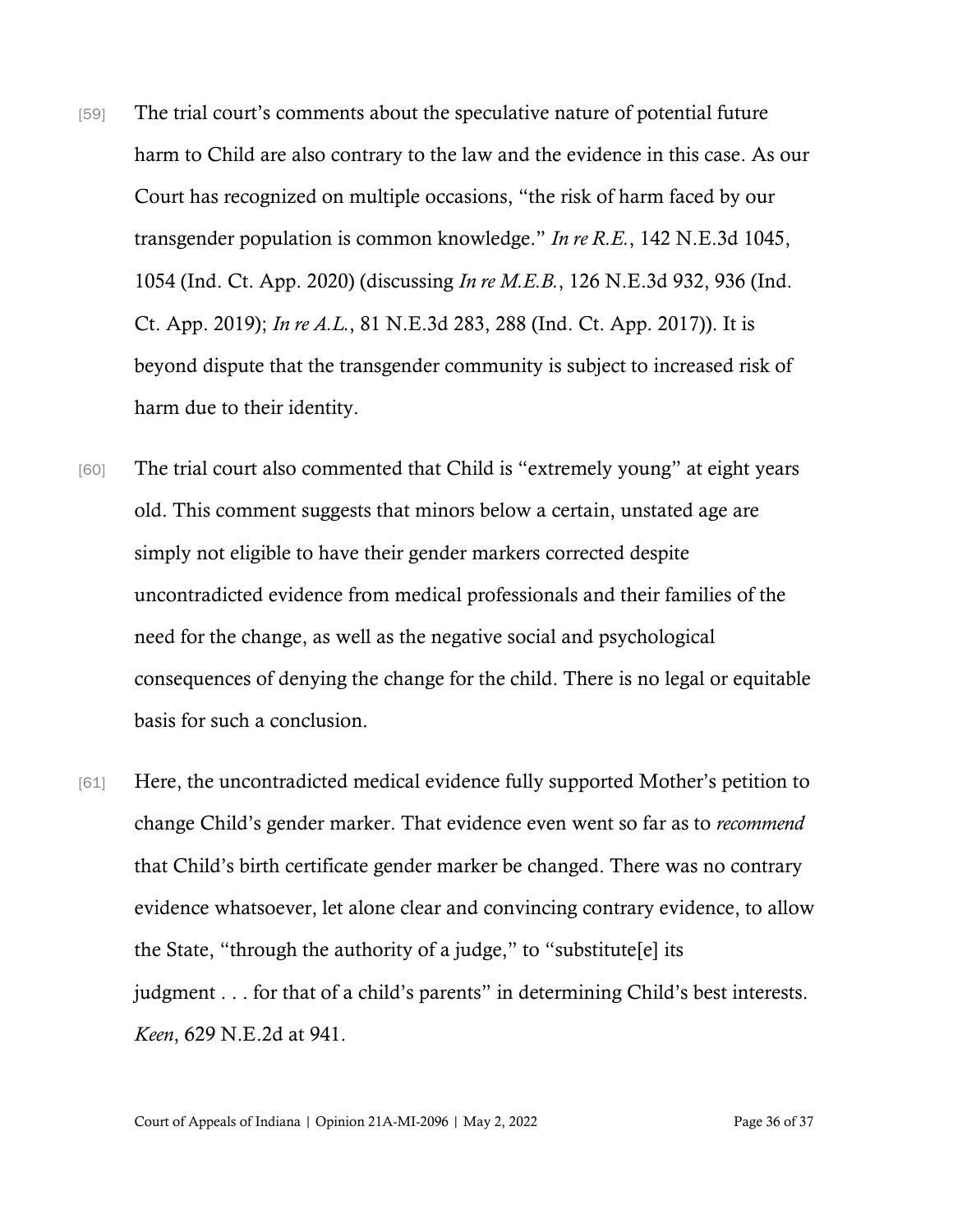[59] The trial court's comments about the speculative nature of potential future harm to Child are also contrary to the law and the evidence in this case. As our Court has recognized on multiple occasions, "the risk of harm faced by our transgender population is common knowledge." *In re R.E.*, 142 N.E.3d 1045, 1054 (Ind. Ct. App. 2020) (discussing *In re M.E.B.*, 126 N.E.3d 932, 936 (Ind. Ct. App. 2019); *In re A.L.*, 81 N.E.3d 283, 288 (Ind. Ct. App. 2017)). It is beyond dispute that the transgender community is subject to increased risk of harm due to their identity.

[60] The trial court also commented that Child is "extremely young" at eight years old. This comment suggests that minors below a certain, unstated age are simply not eligible to have their gender markers corrected despite uncontradicted evidence from medical professionals and their families of the need for the change, as well as the negative social and psychological consequences of denying the change for the child. There is no legal or equitable basis for such a conclusion.

[61] Here, the uncontradicted medical evidence fully supported Mother's petition to change Child's gender marker. That evidence even went so far as to *recommend* that Child's birth certificate gender marker be changed. There was no contrary evidence whatsoever, let alone clear and convincing contrary evidence, to allow the State, "through the authority of a judge," to "substitute[e] its judgment . . . for that of a child's parents" in determining Child's best interests. *Keen*, 629 N.E.2d at 941.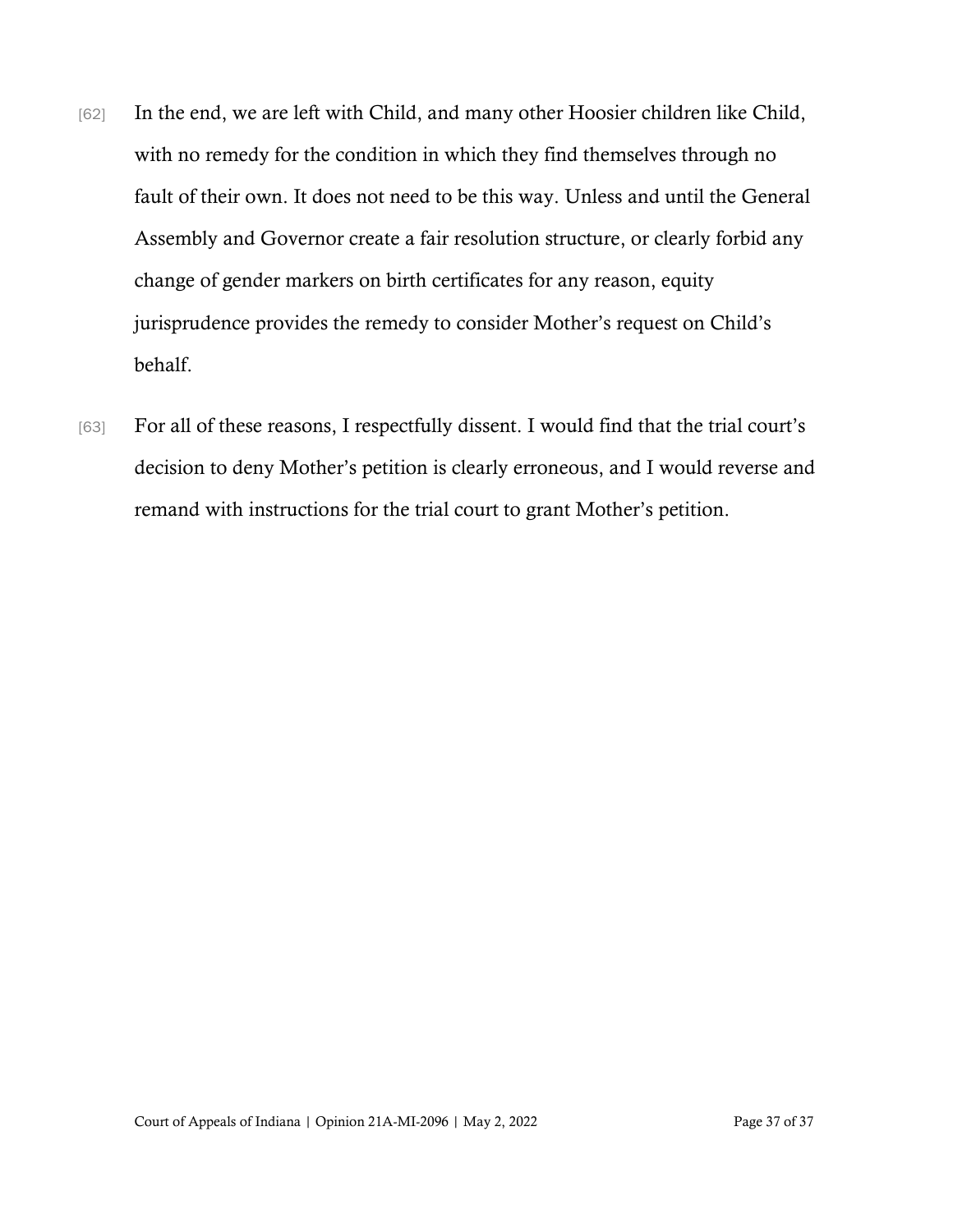[62] In the end, we are left with Child, and many other Hoosier children like Child, with no remedy for the condition in which they find themselves through no fault of their own. It does not need to be this way. Unless and until the General Assembly and Governor create a fair resolution structure, or clearly forbid any change of gender markers on birth certificates for any reason, equity jurisprudence provides the remedy to consider Mother's request on Child's behalf.

[63] For all of these reasons, I respectfully dissent. I would find that the trial court's decision to deny Mother's petition is clearly erroneous, and I would reverse and remand with instructions for the trial court to grant Mother's petition.